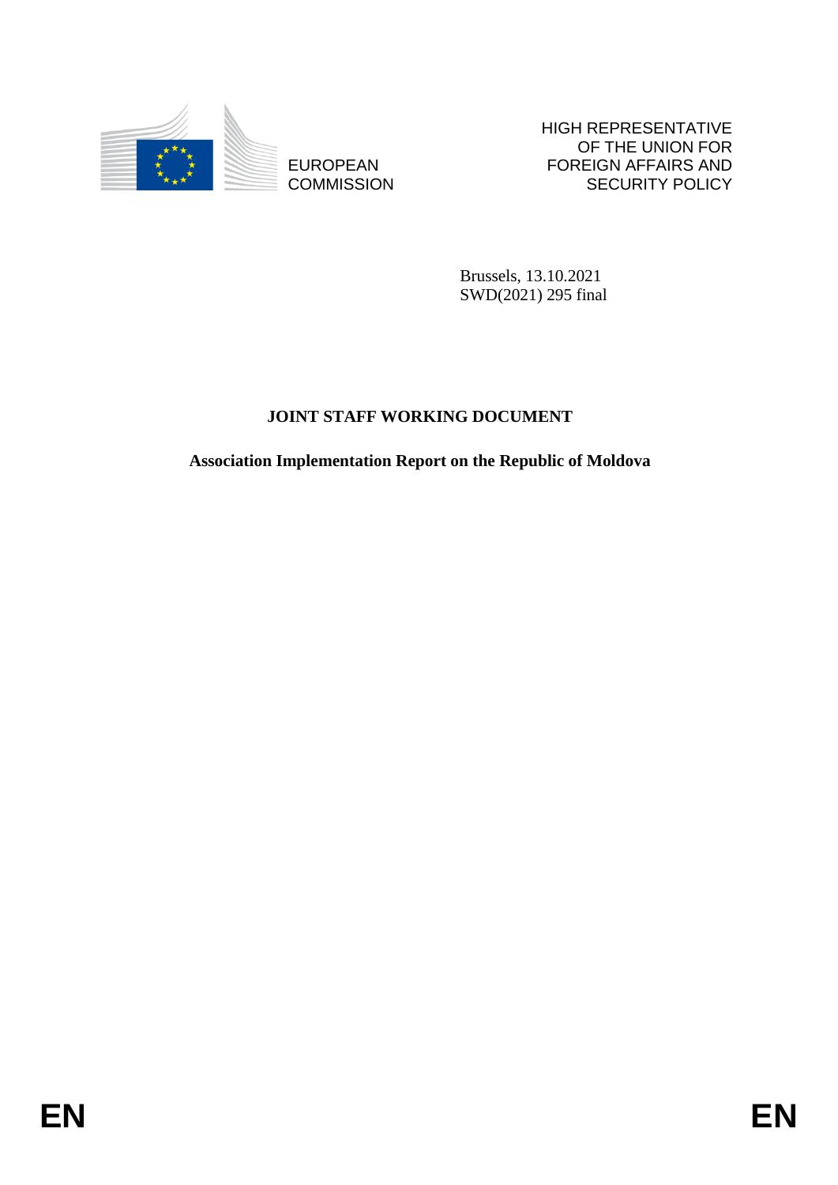EUROPEAN COMMISSION

HIGH REPRESENTATIVE OF THE UNION FOR FOREIGN AFFAIRS AND SECURITY POLICY

Brussels, 13.10.2021
SWD(2021) 295 final

**JOINT STAFF WORKING DOCUMENT**

**Association Implementation Report on the Republic of Moldova**

EN EN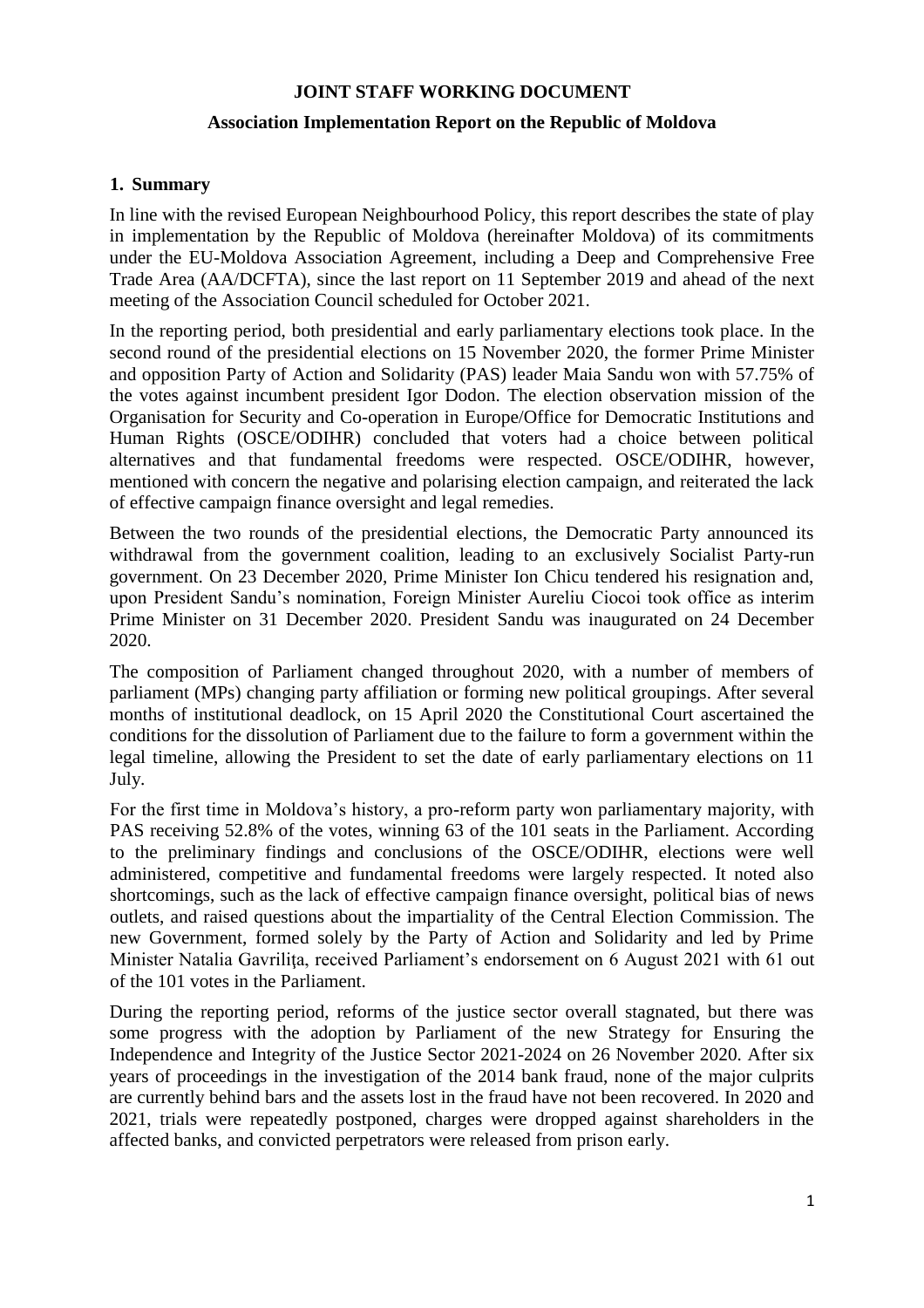**JOINT STAFF WORKING DOCUMENT**

**Association Implementation Report on the Republic of Moldova**

## 1. Summary

In line with the revised European Neighbourhood Policy, this report describes the state of play in implementation by the Republic of Moldova (hereinafter Moldova) of its commitments under the EU-Moldova Association Agreement, including a Deep and Comprehensive Free Trade Area (AA/DCFTA), since the last report on 11 September 2019 and ahead of the next meeting of the Association Council scheduled for October 2021.

In the reporting period, both presidential and early parliamentary elections took place. In the second round of the presidential elections on 15 November 2020, the former Prime Minister and opposition Party of Action and Solidarity (PAS) leader Maia Sandu won with 57.75% of the votes against incumbent president Igor Dodon. The election observation mission of the Organisation for Security and Co-operation in Europe/Office for Democratic Institutions and Human Rights (OSCE/ODIHR) concluded that voters had a choice between political alternatives and that fundamental freedoms were respected. OSCE/ODIHR, however, mentioned with concern the negative and polarising election campaign, and reiterated the lack of effective campaign finance oversight and legal remedies.

Between the two rounds of the presidential elections, the Democratic Party announced its withdrawal from the government coalition, leading to an exclusively Socialist Party-run government. On 23 December 2020, Prime Minister Ion Chicu tendered his resignation and, upon President Sandu's nomination, Foreign Minister Aureliu Ciocoi took office as interim Prime Minister on 31 December 2020. President Sandu was inaugurated on 24 December 2020.

The composition of Parliament changed throughout 2020, with a number of members of parliament (MPs) changing party affiliation or forming new political groupings. After several months of institutional deadlock, on 15 April 2020 the Constitutional Court ascertained the conditions for the dissolution of Parliament due to the failure to form a government within the legal timeline, allowing the President to set the date of early parliamentary elections on 11 July.

For the first time in Moldova's history, a pro-reform party won parliamentary majority, with PAS receiving 52.8% of the votes, winning 63 of the 101 seats in the Parliament. According to the preliminary findings and conclusions of the OSCE/ODIHR, elections were well administered, competitive and fundamental freedoms were largely respected. It noted also shortcomings, such as the lack of effective campaign finance oversight, political bias of news outlets, and raised questions about the impartiality of the Central Election Commission. The new Government, formed solely by the Party of Action and Solidarity and led by Prime Minister Natalia Gavrilița, received Parliament's endorsement on 6 August 2021 with 61 out of the 101 votes in the Parliament.

During the reporting period, reforms of the justice sector overall stagnated, but there was some progress with the adoption by Parliament of the new Strategy for Ensuring the Independence and Integrity of the Justice Sector 2021-2024 on 26 November 2020. After six years of proceedings in the investigation of the 2014 bank fraud, none of the major culprits are currently behind bars and the assets lost in the fraud have not been recovered. In 2020 and 2021, trials were repeatedly postponed, charges were dropped against shareholders in the affected banks, and convicted perpetrators were released from prison early.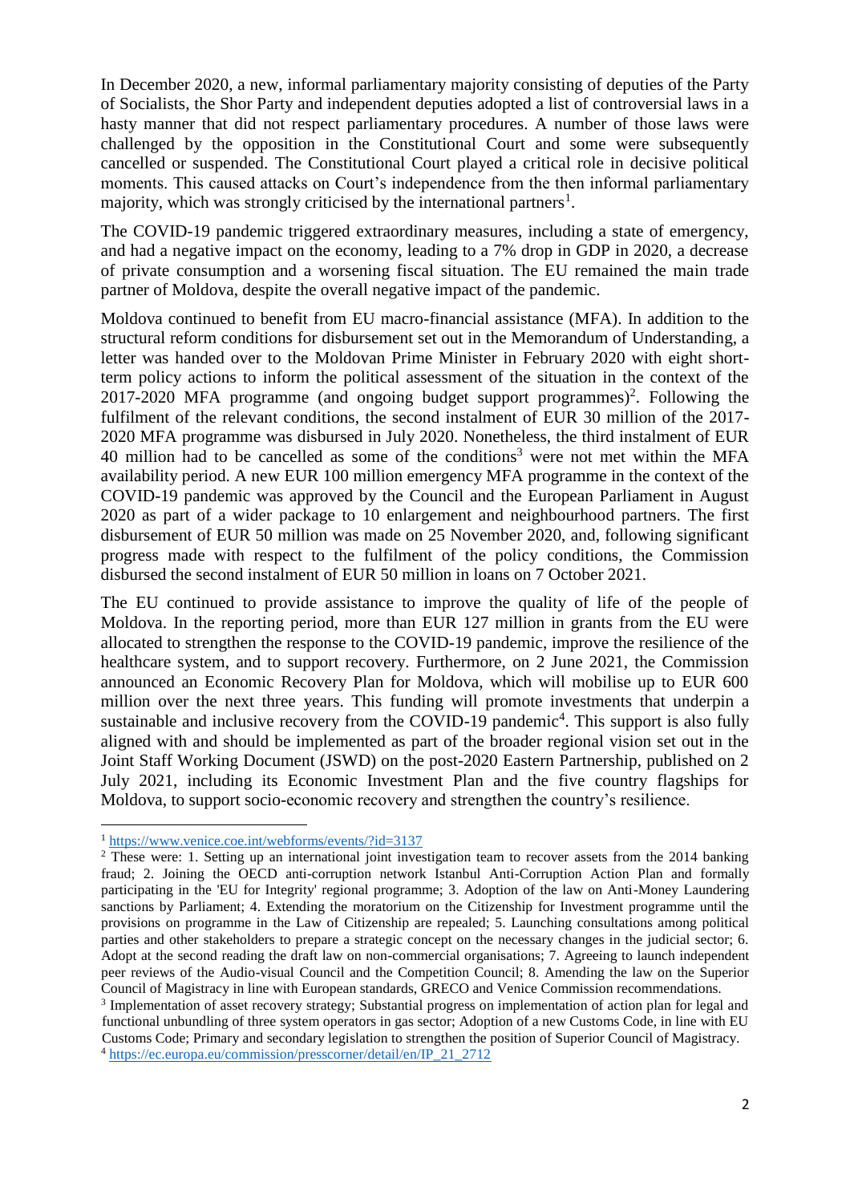In December 2020, a new, informal parliamentary majority consisting of deputies of the Party of Socialists, the Shor Party and independent deputies adopted a list of controversial laws in a hasty manner that did not respect parliamentary procedures. A number of those laws were challenged by the opposition in the Constitutional Court and some were subsequently cancelled or suspended. The Constitutional Court played a critical role in decisive political moments. This caused attacks on Court's independence from the then informal parliamentary majority, which was strongly criticised by the international partners[1].

The COVID-19 pandemic triggered extraordinary measures, including a state of emergency, and had a negative impact on the economy, leading to a 7% drop in GDP in 2020, a decrease of private consumption and a worsening fiscal situation. The EU remained the main trade partner of Moldova, despite the overall negative impact of the pandemic.

Moldova continued to benefit from EU macro-financial assistance (MFA). In addition to the structural reform conditions for disbursement set out in the Memorandum of Understanding, a letter was handed over to the Moldovan Prime Minister in February 2020 with eight short-term policy actions to inform the political assessment of the situation in the context of the 2017-2020 MFA programme (and ongoing budget support programmes)[2]. Following the fulfilment of the relevant conditions, the second instalment of EUR 30 million of the 2017-2020 MFA programme was disbursed in July 2020. Nonetheless, the third instalment of EUR 40 million had to be cancelled as some of the conditions[3] were not met within the MFA availability period. A new EUR 100 million emergency MFA programme in the context of the COVID-19 pandemic was approved by the Council and the European Parliament in August 2020 as part of a wider package to 10 enlargement and neighbourhood partners. The first disbursement of EUR 50 million was made on 25 November 2020, and, following significant progress made with respect to the fulfilment of the policy conditions, the Commission disbursed the second instalment of EUR 50 million in loans on 7 October 2021.

The EU continued to provide assistance to improve the quality of life of the people of Moldova. In the reporting period, more than EUR 127 million in grants from the EU were allocated to strengthen the response to the COVID-19 pandemic, improve the resilience of the healthcare system, and to support recovery. Furthermore, on 2 June 2021, the Commission announced an Economic Recovery Plan for Moldova, which will mobilise up to EUR 600 million over the next three years. This funding will promote investments that underpin a sustainable and inclusive recovery from the COVID-19 pandemic[4]. This support is also fully aligned with and should be implemented as part of the broader regional vision set out in the Joint Staff Working Document (JSWD) on the post-2020 Eastern Partnership, published on 2 July 2021, including its Economic Investment Plan and the five country flagships for Moldova, to support socio-economic recovery and strengthen the country's resilience.

---

[1] https://www.venice.coe.int/webforms/events/?id=3137

[2] These were: 1. Setting up an international joint investigation team to recover assets from the 2014 banking fraud; 2. Joining the OECD anti-corruption network Istanbul Anti-Corruption Action Plan and formally participating in the 'EU for Integrity' regional programme; 3. Adoption of the law on Anti-Money Laundering sanctions by Parliament; 4. Extending the moratorium on the Citizenship for Investment programme until the provisions on programme in the Law of Citizenship are repealed; 5. Launching consultations among political parties and other stakeholders to prepare a strategic concept on the necessary changes in the judicial sector; 6. Adopt at the second reading the draft law on non-commercial organisations; 7. Agreeing to launch independent peer reviews of the Audio-visual Council and the Competition Council; 8. Amending the law on the Superior Council of Magistracy in line with European standards, GRECO and Venice Commission recommendations.

[3] Implementation of asset recovery strategy; Substantial progress on implementation of action plan for legal and functional unbundling of three system operators in gas sector; Adoption of a new Customs Code, in line with EU Customs Code; Primary and secondary legislation to strengthen the position of Superior Council of Magistracy.

[4] https://ec.europa.eu/commission/presscorner/detail/en/IP_21_2712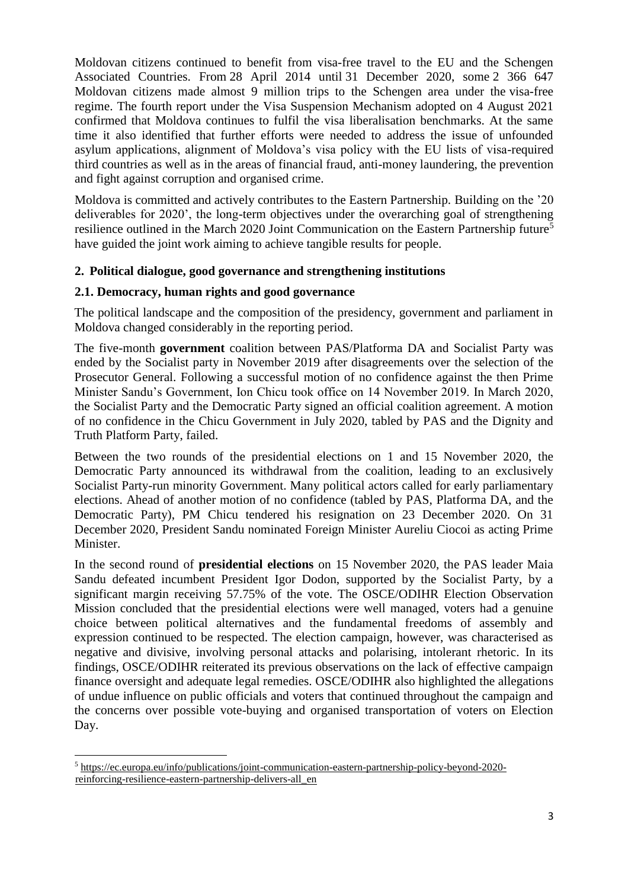Moldovan citizens continued to benefit from visa-free travel to the EU and the Schengen Associated Countries. From 28 April 2014 until 31 December 2020, some 2 366 647 Moldovan citizens made almost 9 million trips to the Schengen area under the visa-free regime. The fourth report under the Visa Suspension Mechanism adopted on 4 August 2021 confirmed that Moldova continues to fulfil the visa liberalisation benchmarks. At the same time it also identified that further efforts were needed to address the issue of unfounded asylum applications, alignment of Moldova's visa policy with the EU lists of visa-required third countries as well as in the areas of financial fraud, anti-money laundering, the prevention and fight against corruption and organised crime.

Moldova is committed and actively contributes to the Eastern Partnership. Building on the '20 deliverables for 2020', the long-term objectives under the overarching goal of strengthening resilience outlined in the March 2020 Joint Communication on the Eastern Partnership future[5] have guided the joint work aiming to achieve tangible results for people.

## 2. Political dialogue, good governance and strengthening institutions

### 2.1. Democracy, human rights and good governance

The political landscape and the composition of the presidency, government and parliament in Moldova changed considerably in the reporting period.

The five-month **government** coalition between PAS/Platforma DA and Socialist Party was ended by the Socialist party in November 2019 after disagreements over the selection of the Prosecutor General. Following a successful motion of no confidence against the then Prime Minister Sandu's Government, Ion Chicu took office on 14 November 2019. In March 2020, the Socialist Party and the Democratic Party signed an official coalition agreement. A motion of no confidence in the Chicu Government in July 2020, tabled by PAS and the Dignity and Truth Platform Party, failed.

Between the two rounds of the presidential elections on 1 and 15 November 2020, the Democratic Party announced its withdrawal from the coalition, leading to an exclusively Socialist Party-run minority Government. Many political actors called for early parliamentary elections. Ahead of another motion of no confidence (tabled by PAS, Platforma DA, and the Democratic Party), PM Chicu tendered his resignation on 23 December 2020. On 31 December 2020, President Sandu nominated Foreign Minister Aureliu Ciocoi as acting Prime Minister.

In the second round of **presidential elections** on 15 November 2020, the PAS leader Maia Sandu defeated incumbent President Igor Dodon, supported by the Socialist Party, by a significant margin receiving 57.75% of the vote. The OSCE/ODIHR Election Observation Mission concluded that the presidential elections were well managed, voters had a genuine choice between political alternatives and the fundamental freedoms of assembly and expression continued to be respected. The election campaign, however, was characterised as negative and divisive, involving personal attacks and polarising, intolerant rhetoric. In its findings, OSCE/ODIHR reiterated its previous observations on the lack of effective campaign finance oversight and adequate legal remedies. OSCE/ODIHR also highlighted the allegations of undue influence on public officials and voters that continued throughout the campaign and the concerns over possible vote-buying and organised transportation of voters on Election Day.

[5] https://ec.europa.eu/info/publications/joint-communication-eastern-partnership-policy-beyond-2020-reinforcing-resilience-eastern-partnership-delivers-all_en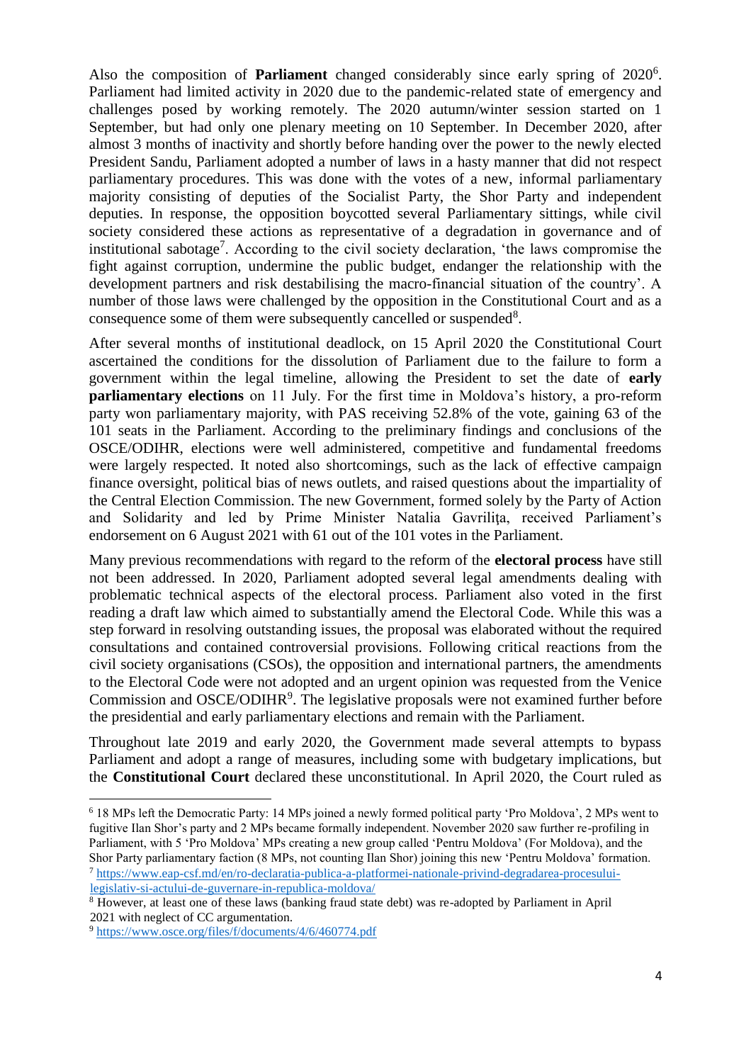Also the composition of **Parliament** changed considerably since early spring of 2020[6]. Parliament had limited activity in 2020 due to the pandemic-related state of emergency and challenges posed by working remotely. The 2020 autumn/winter session started on 1 September, but had only one plenary meeting on 10 September. In December 2020, after almost 3 months of inactivity and shortly before handing over the power to the newly elected President Sandu, Parliament adopted a number of laws in a hasty manner that did not respect parliamentary procedures. This was done with the votes of a new, informal parliamentary majority consisting of deputies of the Socialist Party, the Shor Party and independent deputies. In response, the opposition boycotted several Parliamentary sittings, while civil society considered these actions as representative of a degradation in governance and of institutional sabotage[7]. According to the civil society declaration, 'the laws compromise the fight against corruption, undermine the public budget, endanger the relationship with the development partners and risk destabilising the macro-financial situation of the country'. A number of those laws were challenged by the opposition in the Constitutional Court and as a consequence some of them were subsequently cancelled or suspended[8].

After several months of institutional deadlock, on 15 April 2020 the Constitutional Court ascertained the conditions for the dissolution of Parliament due to the failure to form a government within the legal timeline, allowing the President to set the date of **early parliamentary elections** on 11 July. For the first time in Moldova's history, a pro-reform party won parliamentary majority, with PAS receiving 52.8% of the vote, gaining 63 of the 101 seats in the Parliament. According to the preliminary findings and conclusions of the OSCE/ODIHR, elections were well administered, competitive and fundamental freedoms were largely respected. It noted also shortcomings, such as the lack of effective campaign finance oversight, political bias of news outlets, and raised questions about the impartiality of the Central Election Commission. The new Government, formed solely by the Party of Action and Solidarity and led by Prime Minister Natalia Gavrilița, received Parliament's endorsement on 6 August 2021 with 61 out of the 101 votes in the Parliament.

Many previous recommendations with regard to the reform of the **electoral process** have still not been addressed. In 2020, Parliament adopted several legal amendments dealing with problematic technical aspects of the electoral process. Parliament also voted in the first reading a draft law which aimed to substantially amend the Electoral Code. While this was a step forward in resolving outstanding issues, the proposal was elaborated without the required consultations and contained controversial provisions. Following critical reactions from the civil society organisations (CSOs), the opposition and international partners, the amendments to the Electoral Code were not adopted and an urgent opinion was requested from the Venice Commission and OSCE/ODIHR[9]. The legislative proposals were not examined further before the presidential and early parliamentary elections and remain with the Parliament.

Throughout late 2019 and early 2020, the Government made several attempts to bypass Parliament and adopt a range of measures, including some with budgetary implications, but the **Constitutional Court** declared these unconstitutional. In April 2020, the Court ruled as

---

[6] 18 MPs left the Democratic Party: 14 MPs joined a newly formed political party 'Pro Moldova', 2 MPs went to fugitive Ilan Shor's party and 2 MPs became formally independent. November 2020 saw further re-profiling in Parliament, with 5 'Pro Moldova' MPs creating a new group called 'Pentru Moldova' (For Moldova), and the Shor Party parliamentary faction (8 MPs, not counting Ilan Shor) joining this new 'Pentru Moldova' formation.

[7] https://www.eap-csf.md/en/ro-declaratia-publica-a-platformei-nationale-privind-degradarea-procesului-legislativ-si-actului-de-guvernare-in-republica-moldova/

[8] However, at least one of these laws (banking fraud state debt) was re-adopted by Parliament in April 2021 with neglect of CC argumentation.

[9] https://www.osce.org/files/f/documents/4/6/460774.pdf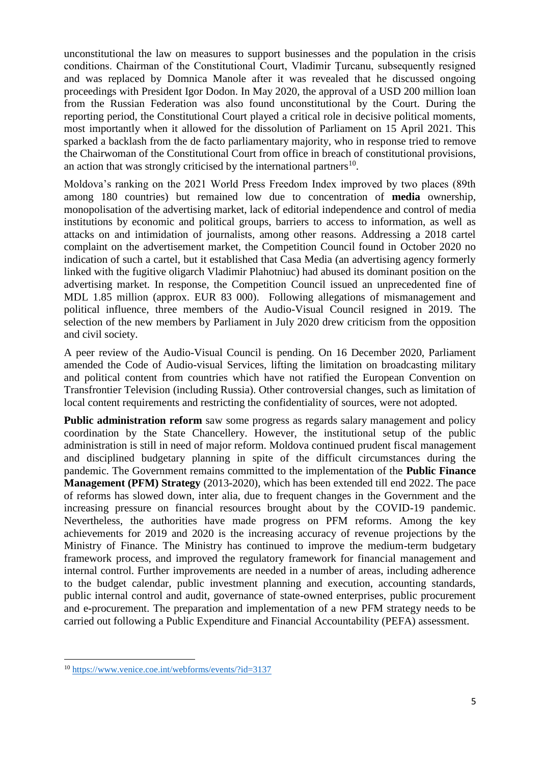unconstitutional the law on measures to support businesses and the population in the crisis conditions. Chairman of the Constitutional Court, Vladimir Ţurcanu, subsequently resigned and was replaced by Domnica Manole after it was revealed that he discussed ongoing proceedings with President Igor Dodon. In May 2020, the approval of a USD 200 million loan from the Russian Federation was also found unconstitutional by the Court. During the reporting period, the Constitutional Court played a critical role in decisive political moments, most importantly when it allowed for the dissolution of Parliament on 15 April 2021. This sparked a backlash from the de facto parliamentary majority, who in response tried to remove the Chairwoman of the Constitutional Court from office in breach of constitutional provisions, an action that was strongly criticised by the international partners[10].

Moldova's ranking on the 2021 World Press Freedom Index improved by two places (89th among 180 countries) but remained low due to concentration of **media** ownership, monopolisation of the advertising market, lack of editorial independence and control of media institutions by economic and political groups, barriers to access to information, as well as attacks on and intimidation of journalists, among other reasons. Addressing a 2018 cartel complaint on the advertisement market, the Competition Council found in October 2020 no indication of such a cartel, but it established that Casa Media (an advertising agency formerly linked with the fugitive oligarch Vladimir Plahotniuc) had abused its dominant position on the advertising market. In response, the Competition Council issued an unprecedented fine of MDL 1.85 million (approx. EUR 83 000). Following allegations of mismanagement and political influence, three members of the Audio-Visual Council resigned in 2019. The selection of the new members by Parliament in July 2020 drew criticism from the opposition and civil society.

A peer review of the Audio-Visual Council is pending. On 16 December 2020, Parliament amended the Code of Audio-visual Services, lifting the limitation on broadcasting military and political content from countries which have not ratified the European Convention on Transfrontier Television (including Russia). Other controversial changes, such as limitation of local content requirements and restricting the confidentiality of sources, were not adopted.

**Public administration reform** saw some progress as regards salary management and policy coordination by the State Chancellery. However, the institutional setup of the public administration is still in need of major reform. Moldova continued prudent fiscal management and disciplined budgetary planning in spite of the difficult circumstances during the pandemic. The Government remains committed to the implementation of the **Public Finance Management (PFM) Strategy** (2013-2020), which has been extended till end 2022. The pace of reforms has slowed down, inter alia, due to frequent changes in the Government and the increasing pressure on financial resources brought about by the COVID-19 pandemic. Nevertheless, the authorities have made progress on PFM reforms. Among the key achievements for 2019 and 2020 is the increasing accuracy of revenue projections by the Ministry of Finance. The Ministry has continued to improve the medium-term budgetary framework process, and improved the regulatory framework for financial management and internal control. Further improvements are needed in a number of areas, including adherence to the budget calendar, public investment planning and execution, accounting standards, public internal control and audit, governance of state-owned enterprises, public procurement and e-procurement. The preparation and implementation of a new PFM strategy needs to be carried out following a Public Expenditure and Financial Accountability (PEFA) assessment.

---

[10] https://www.venice.coe.int/webforms/events/?id=3137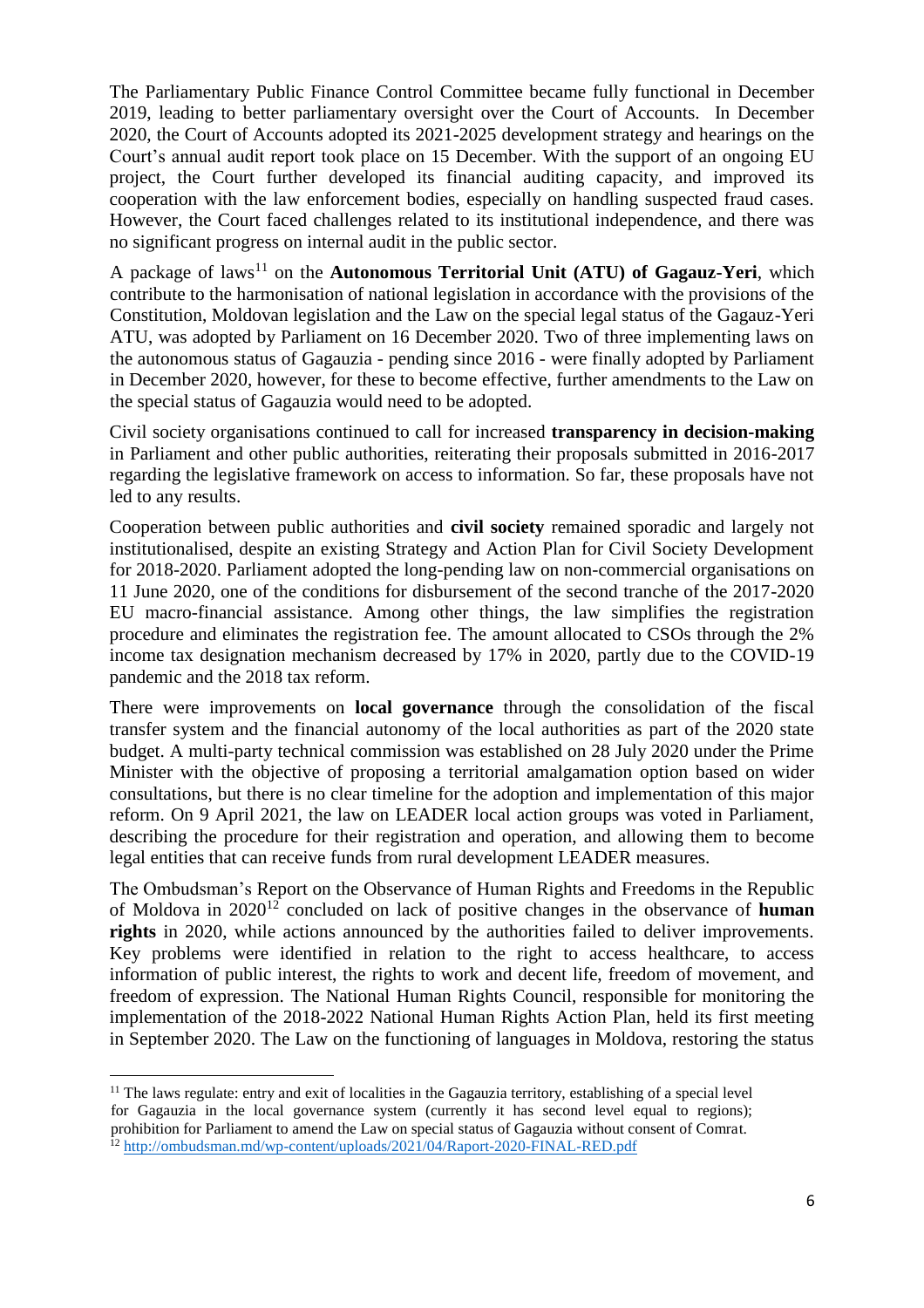The Parliamentary Public Finance Control Committee became fully functional in December 2019, leading to better parliamentary oversight over the Court of Accounts. In December 2020, the Court of Accounts adopted its 2021-2025 development strategy and hearings on the Court's annual audit report took place on 15 December. With the support of an ongoing EU project, the Court further developed its financial auditing capacity, and improved its cooperation with the law enforcement bodies, especially on handling suspected fraud cases. However, the Court faced challenges related to its institutional independence, and there was no significant progress on internal audit in the public sector.

A package of laws[11] on the **Autonomous Territorial Unit (ATU) of Gagauz-Yeri**, which contribute to the harmonisation of national legislation in accordance with the provisions of the Constitution, Moldovan legislation and the Law on the special legal status of the Gagauz-Yeri ATU, was adopted by Parliament on 16 December 2020. Two of three implementing laws on the autonomous status of Gagauzia - pending since 2016 - were finally adopted by Parliament in December 2020, however, for these to become effective, further amendments to the Law on the special status of Gagauzia would need to be adopted.

Civil society organisations continued to call for increased **transparency in decision-making** in Parliament and other public authorities, reiterating their proposals submitted in 2016-2017 regarding the legislative framework on access to information. So far, these proposals have not led to any results.

Cooperation between public authorities and **civil society** remained sporadic and largely not institutionalised, despite an existing Strategy and Action Plan for Civil Society Development for 2018-2020. Parliament adopted the long-pending law on non-commercial organisations on 11 June 2020, one of the conditions for disbursement of the second tranche of the 2017-2020 EU macro-financial assistance. Among other things, the law simplifies the registration procedure and eliminates the registration fee. The amount allocated to CSOs through the 2% income tax designation mechanism decreased by 17% in 2020, partly due to the COVID-19 pandemic and the 2018 tax reform.

There were improvements on **local governance** through the consolidation of the fiscal transfer system and the financial autonomy of the local authorities as part of the 2020 state budget. A multi-party technical commission was established on 28 July 2020 under the Prime Minister with the objective of proposing a territorial amalgamation option based on wider consultations, but there is no clear timeline for the adoption and implementation of this major reform. On 9 April 2021, the law on LEADER local action groups was voted in Parliament, describing the procedure for their registration and operation, and allowing them to become legal entities that can receive funds from rural development LEADER measures.

The Ombudsman's Report on the Observance of Human Rights and Freedoms in the Republic of Moldova in 2020[12] concluded on lack of positive changes in the observance of **human rights** in 2020, while actions announced by the authorities failed to deliver improvements. Key problems were identified in relation to the right to access healthcare, to access information of public interest, the rights to work and decent life, freedom of movement, and freedom of expression. The National Human Rights Council, responsible for monitoring the implementation of the 2018-2022 National Human Rights Action Plan, held its first meeting in September 2020. The Law on the functioning of languages in Moldova, restoring the status

---

[11] The laws regulate: entry and exit of localities in the Gagauzia territory, establishing of a special level for Gagauzia in the local governance system (currently it has second level equal to regions); prohibition for Parliament to amend the Law on special status of Gagauzia without consent of Comrat.

[12] http://ombudsman.md/wp-content/uploads/2021/04/Raport-2020-FINAL-RED.pdf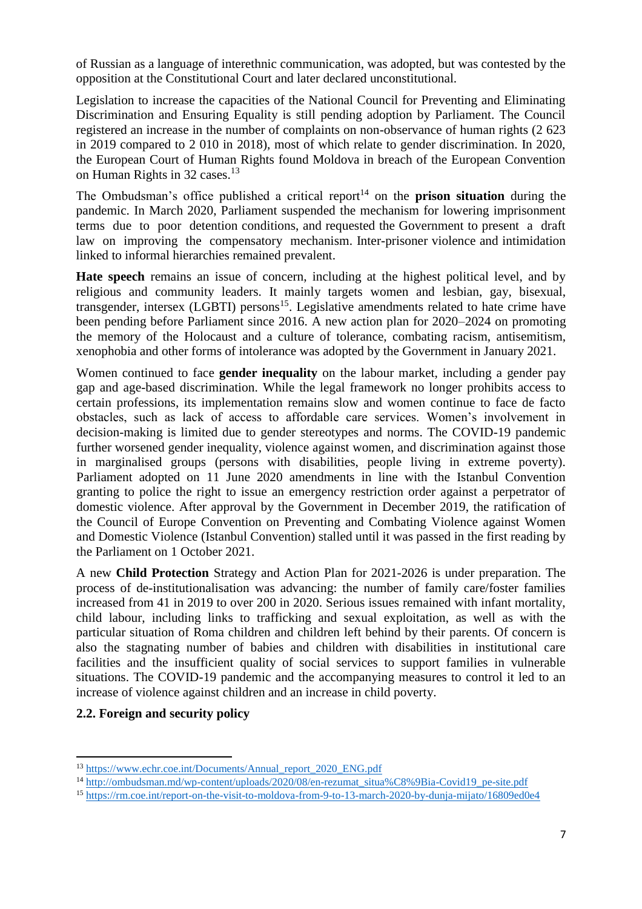of Russian as a language of interethnic communication, was adopted, but was contested by the opposition at the Constitutional Court and later declared unconstitutional.

Legislation to increase the capacities of the National Council for Preventing and Eliminating Discrimination and Ensuring Equality is still pending adoption by Parliament. The Council registered an increase in the number of complaints on non-observance of human rights (2 623 in 2019 compared to 2 010 in 2018), most of which relate to gender discrimination. In 2020, the European Court of Human Rights found Moldova in breach of the European Convention on Human Rights in 32 cases.[13]

The Ombudsman's office published a critical report[14] on the **prison situation** during the pandemic. In March 2020, Parliament suspended the mechanism for lowering imprisonment terms due to poor detention conditions, and requested the Government to present a draft law on improving the compensatory mechanism. Inter-prisoner violence and intimidation linked to informal hierarchies remained prevalent.

**Hate speech** remains an issue of concern, including at the highest political level, and by religious and community leaders. It mainly targets women and lesbian, gay, bisexual, transgender, intersex (LGBTI) persons[15]. Legislative amendments related to hate crime have been pending before Parliament since 2016. A new action plan for 2020–2024 on promoting the memory of the Holocaust and a culture of tolerance, combating racism, antisemitism, xenophobia and other forms of intolerance was adopted by the Government in January 2021.

Women continued to face **gender inequality** on the labour market, including a gender pay gap and age-based discrimination. While the legal framework no longer prohibits access to certain professions, its implementation remains slow and women continue to face de facto obstacles, such as lack of access to affordable care services. Women's involvement in decision-making is limited due to gender stereotypes and norms. The COVID-19 pandemic further worsened gender inequality, violence against women, and discrimination against those in marginalised groups (persons with disabilities, people living in extreme poverty). Parliament adopted on 11 June 2020 amendments in line with the Istanbul Convention granting to police the right to issue an emergency restriction order against a perpetrator of domestic violence. After approval by the Government in December 2019, the ratification of the Council of Europe Convention on Preventing and Combating Violence against Women and Domestic Violence (Istanbul Convention) stalled until it was passed in the first reading by the Parliament on 1 October 2021.

A new **Child Protection** Strategy and Action Plan for 2021-2026 is under preparation. The process of de-institutionalisation was advancing: the number of family care/foster families increased from 41 in 2019 to over 200 in 2020. Serious issues remained with infant mortality, child labour, including links to trafficking and sexual exploitation, as well as with the particular situation of Roma children and children left behind by their parents. Of concern is also the stagnating number of babies and children with disabilities in institutional care facilities and the insufficient quality of social services to support families in vulnerable situations. The COVID-19 pandemic and the accompanying measures to control it led to an increase of violence against children and an increase in child poverty.

## 2.2. Foreign and security policy

---

[13] https://www.echr.coe.int/Documents/Annual_report_2020_ENG.pdf

[14] http://ombudsman.md/wp-content/uploads/2020/08/en-rezumat_situa%C8%9Bia-Covid19_pe-site.pdf

[15] https://rm.coe.int/report-on-the-visit-to-moldova-from-9-to-13-march-2020-by-dunja-mijato/16809ed0e4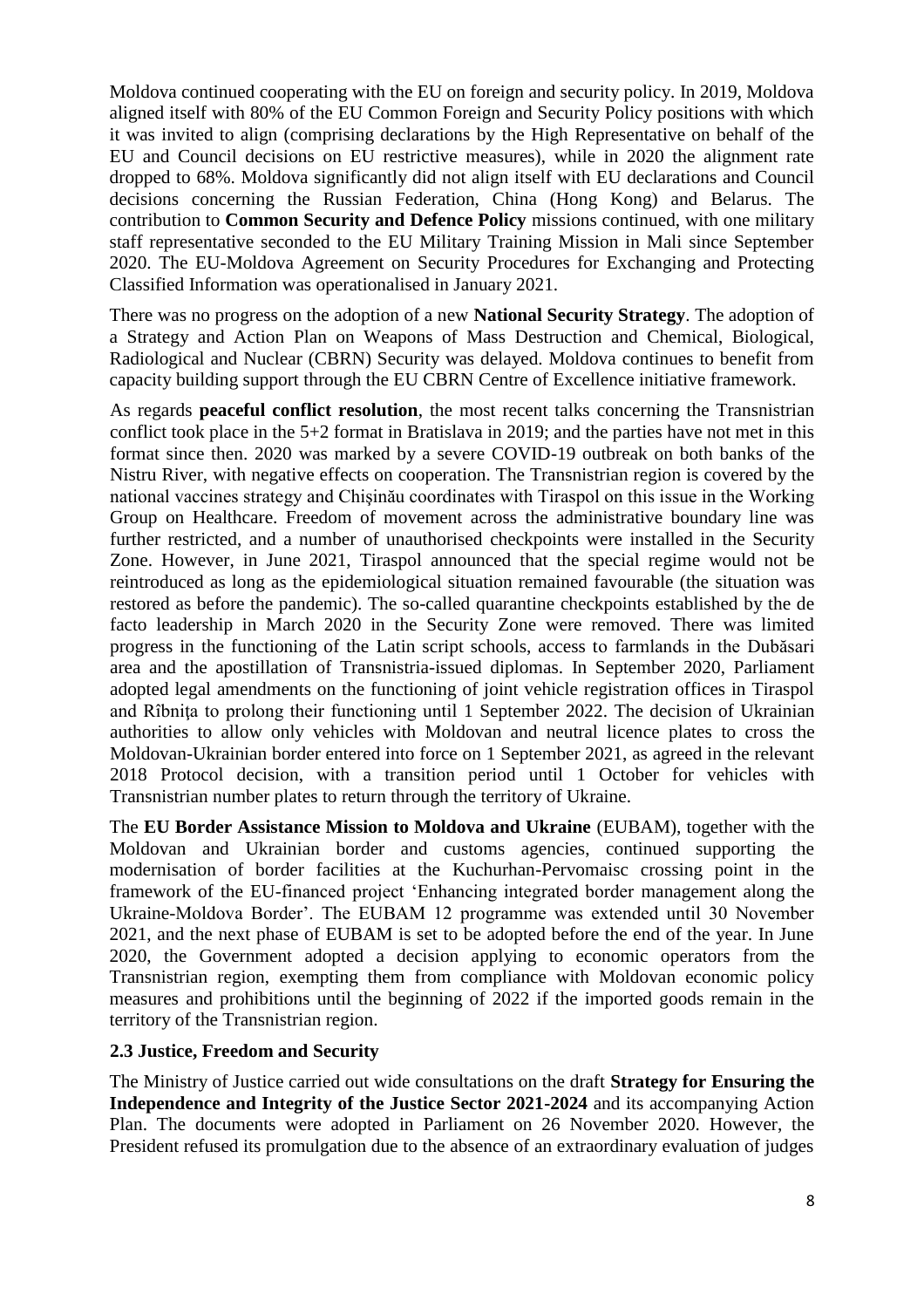Moldova continued cooperating with the EU on foreign and security policy. In 2019, Moldova aligned itself with 80% of the EU Common Foreign and Security Policy positions with which it was invited to align (comprising declarations by the High Representative on behalf of the EU and Council decisions on EU restrictive measures), while in 2020 the alignment rate dropped to 68%. Moldova significantly did not align itself with EU declarations and Council decisions concerning the Russian Federation, China (Hong Kong) and Belarus. The contribution to **Common Security and Defence Policy** missions continued, with one military staff representative seconded to the EU Military Training Mission in Mali since September 2020. The EU-Moldova Agreement on Security Procedures for Exchanging and Protecting Classified Information was operationalised in January 2021.

There was no progress on the adoption of a new **National Security Strategy**. The adoption of a Strategy and Action Plan on Weapons of Mass Destruction and Chemical, Biological, Radiological and Nuclear (CBRN) Security was delayed. Moldova continues to benefit from capacity building support through the EU CBRN Centre of Excellence initiative framework.

As regards **peaceful conflict resolution**, the most recent talks concerning the Transnistrian conflict took place in the 5+2 format in Bratislava in 2019; and the parties have not met in this format since then. 2020 was marked by a severe COVID-19 outbreak on both banks of the Nistru River, with negative effects on cooperation. The Transnistrian region is covered by the national vaccines strategy and Chişinău coordinates with Tiraspol on this issue in the Working Group on Healthcare. Freedom of movement across the administrative boundary line was further restricted, and a number of unauthorised checkpoints were installed in the Security Zone. However, in June 2021, Tiraspol announced that the special regime would not be reintroduced as long as the epidemiological situation remained favourable (the situation was restored as before the pandemic). The so-called quarantine checkpoints established by the de facto leadership in March 2020 in the Security Zone were removed. There was limited progress in the functioning of the Latin script schools, access to farmlands in the Dubăsari area and the apostillation of Transnistria-issued diplomas. In September 2020, Parliament adopted legal amendments on the functioning of joint vehicle registration offices in Tiraspol and Rîbniţa to prolong their functioning until 1 September 2022. The decision of Ukrainian authorities to allow only vehicles with Moldovan and neutral licence plates to cross the Moldovan-Ukrainian border entered into force on 1 September 2021, as agreed in the relevant 2018 Protocol decision, with a transition period until 1 October for vehicles with Transnistrian number plates to return through the territory of Ukraine.

The **EU Border Assistance Mission to Moldova and Ukraine** (EUBAM), together with the Moldovan and Ukrainian border and customs agencies, continued supporting the modernisation of border facilities at the Kuchurhan-Pervomaisc crossing point in the framework of the EU-financed project 'Enhancing integrated border management along the Ukraine-Moldova Border'. The EUBAM 12 programme was extended until 30 November 2021, and the next phase of EUBAM is set to be adopted before the end of the year. In June 2020, the Government adopted a decision applying to economic operators from the Transnistrian region, exempting them from compliance with Moldovan economic policy measures and prohibitions until the beginning of 2022 if the imported goods remain in the territory of the Transnistrian region.

### 2.3 Justice, Freedom and Security

The Ministry of Justice carried out wide consultations on the draft **Strategy for Ensuring the Independence and Integrity of the Justice Sector 2021-2024** and its accompanying Action Plan. The documents were adopted in Parliament on 26 November 2020. However, the President refused its promulgation due to the absence of an extraordinary evaluation of judges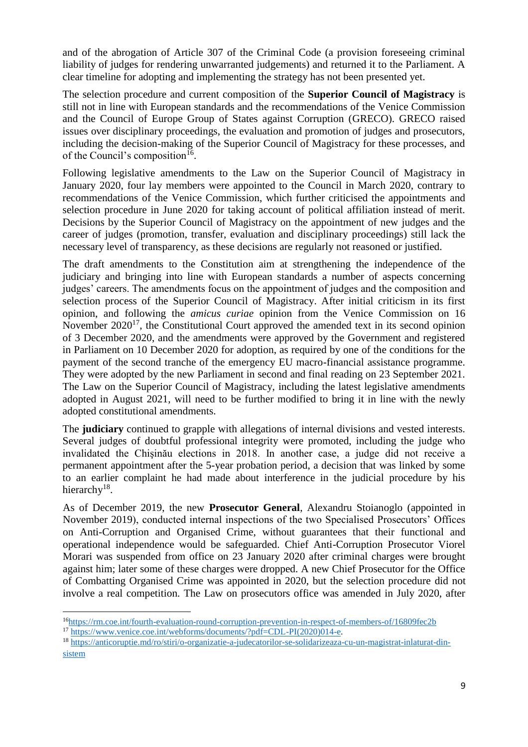and of the abrogation of Article 307 of the Criminal Code (a provision foreseeing criminal liability of judges for rendering unwarranted judgements) and returned it to the Parliament. A clear timeline for adopting and implementing the strategy has not been presented yet.

The selection procedure and current composition of the **Superior Council of Magistracy** is still not in line with European standards and the recommendations of the Venice Commission and the Council of Europe Group of States against Corruption (GRECO). GRECO raised issues over disciplinary proceedings, the evaluation and promotion of judges and prosecutors, including the decision-making of the Superior Council of Magistracy for these processes, and of the Council's composition[16].

Following legislative amendments to the Law on the Superior Council of Magistracy in January 2020, four lay members were appointed to the Council in March 2020, contrary to recommendations of the Venice Commission, which further criticised the appointments and selection procedure in June 2020 for taking account of political affiliation instead of merit. Decisions by the Superior Council of Magistracy on the appointment of new judges and the career of judges (promotion, transfer, evaluation and disciplinary proceedings) still lack the necessary level of transparency, as these decisions are regularly not reasoned or justified.

The draft amendments to the Constitution aim at strengthening the independence of the judiciary and bringing into line with European standards a number of aspects concerning judges' careers. The amendments focus on the appointment of judges and the composition and selection process of the Superior Council of Magistracy. After initial criticism in its first opinion, and following the *amicus curiae* opinion from the Venice Commission on 16 November 2020[17], the Constitutional Court approved the amended text in its second opinion of 3 December 2020, and the amendments were approved by the Government and registered in Parliament on 10 December 2020 for adoption, as required by one of the conditions for the payment of the second tranche of the emergency EU macro-financial assistance programme. They were adopted by the new Parliament in second and final reading on 23 September 2021. The Law on the Superior Council of Magistracy, including the latest legislative amendments adopted in August 2021, will need to be further modified to bring it in line with the newly adopted constitutional amendments.

The **judiciary** continued to grapple with allegations of internal divisions and vested interests. Several judges of doubtful professional integrity were promoted, including the judge who invalidated the Chişinău elections in 2018. In another case, a judge did not receive a permanent appointment after the 5-year probation period, a decision that was linked by some to an earlier complaint he had made about interference in the judicial procedure by his hierarchy[18].

As of December 2019, the new **Prosecutor General**, Alexandru Stoianoglo (appointed in November 2019), conducted internal inspections of the two Specialised Prosecutors' Offices on Anti-Corruption and Organised Crime, without guarantees that their functional and operational independence would be safeguarded. Chief Anti-Corruption Prosecutor Viorel Morari was suspended from office on 23 January 2020 after criminal charges were brought against him; later some of these charges were dropped. A new Chief Prosecutor for the Office of Combatting Organised Crime was appointed in 2020, but the selection procedure did not involve a real competition. The Law on prosecutors office was amended in July 2020, after

---

[16] https://rm.coe.int/fourth-evaluation-round-corruption-prevention-in-respect-of-members-of/16809fec2b

[17] https://www.venice.coe.int/webforms/documents/?pdf=CDL-PI(2020)014-e.

[18] https://anticoruptie.md/ro/stiri/o-organizatie-a-judecatorilor-se-solidarizeaza-cu-un-magistrat-inlaturat-din-sistem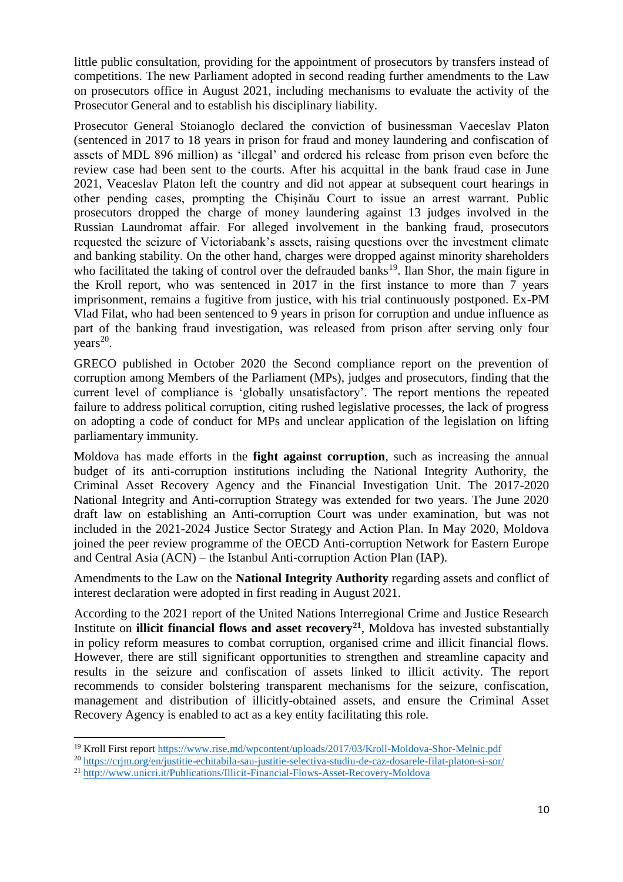little public consultation, providing for the appointment of prosecutors by transfers instead of competitions. The new Parliament adopted in second reading further amendments to the Law on prosecutors office in August 2021, including mechanisms to evaluate the activity of the Prosecutor General and to establish his disciplinary liability.

Prosecutor General Stoianoglo declared the conviction of businessman Vaeceslav Platon (sentenced in 2017 to 18 years in prison for fraud and money laundering and confiscation of assets of MDL 896 million) as 'illegal' and ordered his release from prison even before the review case had been sent to the courts. After his acquittal in the bank fraud case in June 2021, Veaceslav Platon left the country and did not appear at subsequent court hearings in other pending cases, prompting the Chişinău Court to issue an arrest warrant. Public prosecutors dropped the charge of money laundering against 13 judges involved in the Russian Laundromat affair. For alleged involvement in the banking fraud, prosecutors requested the seizure of Victoriabank's assets, raising questions over the investment climate and banking stability. On the other hand, charges were dropped against minority shareholders who facilitated the taking of control over the defrauded banks[19]. Ilan Shor, the main figure in the Kroll report, who was sentenced in 2017 in the first instance to more than 7 years imprisonment, remains a fugitive from justice, with his trial continuously postponed. Ex-PM Vlad Filat, who had been sentenced to 9 years in prison for corruption and undue influence as part of the banking fraud investigation, was released from prison after serving only four years[20].

GRECO published in October 2020 the Second compliance report on the prevention of corruption among Members of the Parliament (MPs), judges and prosecutors, finding that the current level of compliance is 'globally unsatisfactory'. The report mentions the repeated failure to address political corruption, citing rushed legislative processes, the lack of progress on adopting a code of conduct for MPs and unclear application of the legislation on lifting parliamentary immunity.

Moldova has made efforts in the **fight against corruption**, such as increasing the annual budget of its anti-corruption institutions including the National Integrity Authority, the Criminal Asset Recovery Agency and the Financial Investigation Unit. The 2017-2020 National Integrity and Anti-corruption Strategy was extended for two years. The June 2020 draft law on establishing an Anti-corruption Court was under examination, but was not included in the 2021-2024 Justice Sector Strategy and Action Plan. In May 2020, Moldova joined the peer review programme of the OECD Anti-corruption Network for Eastern Europe and Central Asia (ACN) – the Istanbul Anti-corruption Action Plan (IAP).

Amendments to the Law on the **National Integrity Authority** regarding assets and conflict of interest declaration were adopted in first reading in August 2021.

According to the 2021 report of the United Nations Interregional Crime and Justice Research Institute on **illicit financial flows and asset recovery**[21], Moldova has invested substantially in policy reform measures to combat corruption, organised crime and illicit financial flows. However, there are still significant opportunities to strengthen and streamline capacity and results in the seizure and confiscation of assets linked to illicit activity. The report recommends to consider bolstering transparent mechanisms for the seizure, confiscation, management and distribution of illicitly-obtained assets, and ensure the Criminal Asset Recovery Agency is enabled to act as a key entity facilitating this role.

---

[19] Kroll First report https://www.rise.md/wpcontent/uploads/2017/03/Kroll-Moldova-Shor-Melnic.pdf

[20] https://crjm.org/en/justitie-echitabila-sau-justitie-selectiva-studiu-de-caz-dosarele-filat-platon-si-sor/

[21] http://www.unicri.it/Publications/Illicit-Financial-Flows-Asset-Recovery-Moldova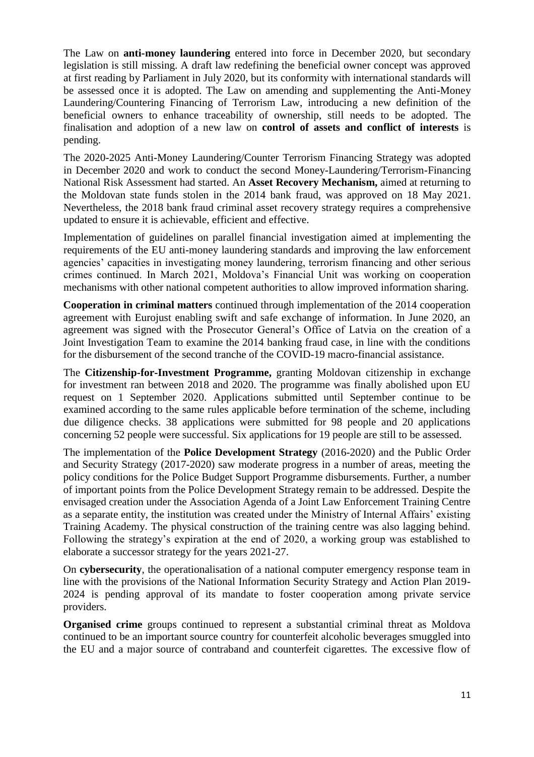The Law on **anti-money laundering** entered into force in December 2020, but secondary legislation is still missing. A draft law redefining the beneficial owner concept was approved at first reading by Parliament in July 2020, but its conformity with international standards will be assessed once it is adopted. The Law on amending and supplementing the Anti-Money Laundering/Countering Financing of Terrorism Law, introducing a new definition of the beneficial owners to enhance traceability of ownership, still needs to be adopted. The finalisation and adoption of a new law on **control of assets and conflict of interests** is pending.

The 2020-2025 Anti-Money Laundering/Counter Terrorism Financing Strategy was adopted in December 2020 and work to conduct the second Money-Laundering/Terrorism-Financing National Risk Assessment had started. An **Asset Recovery Mechanism,** aimed at returning to the Moldovan state funds stolen in the 2014 bank fraud, was approved on 18 May 2021. Nevertheless, the 2018 bank fraud criminal asset recovery strategy requires a comprehensive updated to ensure it is achievable, efficient and effective.

Implementation of guidelines on parallel financial investigation aimed at implementing the requirements of the EU anti-money laundering standards and improving the law enforcement agencies' capacities in investigating money laundering, terrorism financing and other serious crimes continued. In March 2021, Moldova's Financial Unit was working on cooperation mechanisms with other national competent authorities to allow improved information sharing.

**Cooperation in criminal matters** continued through implementation of the 2014 cooperation agreement with Eurojust enabling swift and safe exchange of information. In June 2020, an agreement was signed with the Prosecutor General's Office of Latvia on the creation of a Joint Investigation Team to examine the 2014 banking fraud case, in line with the conditions for the disbursement of the second tranche of the COVID-19 macro-financial assistance.

The **Citizenship-for-Investment Programme,** granting Moldovan citizenship in exchange for investment ran between 2018 and 2020. The programme was finally abolished upon EU request on 1 September 2020. Applications submitted until September continue to be examined according to the same rules applicable before termination of the scheme, including due diligence checks. 38 applications were submitted for 98 people and 20 applications concerning 52 people were successful. Six applications for 19 people are still to be assessed.

The implementation of the **Police Development Strategy** (2016-2020) and the Public Order and Security Strategy (2017-2020) saw moderate progress in a number of areas, meeting the policy conditions for the Police Budget Support Programme disbursements. Further, a number of important points from the Police Development Strategy remain to be addressed. Despite the envisaged creation under the Association Agenda of a Joint Law Enforcement Training Centre as a separate entity, the institution was created under the Ministry of Internal Affairs' existing Training Academy. The physical construction of the training centre was also lagging behind. Following the strategy's expiration at the end of 2020, a working group was established to elaborate a successor strategy for the years 2021-27.

On **cybersecurity**, the operationalisation of a national computer emergency response team in line with the provisions of the National Information Security Strategy and Action Plan 2019-2024 is pending approval of its mandate to foster cooperation among private service providers.

**Organised crime** groups continued to represent a substantial criminal threat as Moldova continued to be an important source country for counterfeit alcoholic beverages smuggled into the EU and a major source of contraband and counterfeit cigarettes. The excessive flow of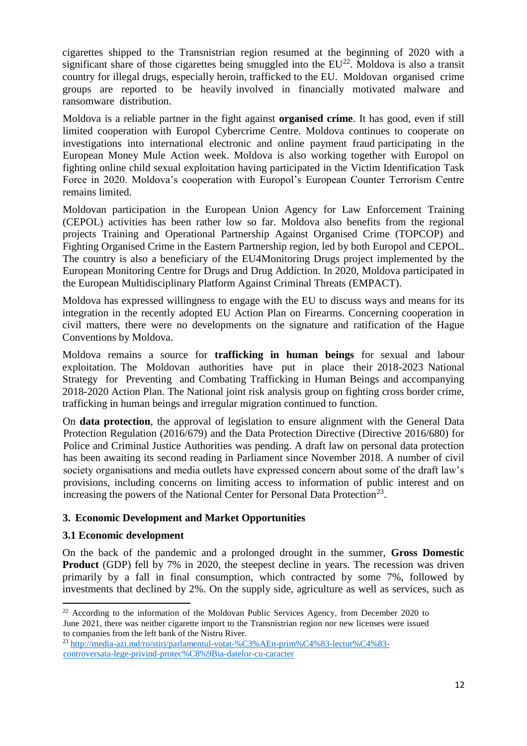cigarettes shipped to the Transnistrian region resumed at the beginning of 2020 with a significant share of those cigarettes being smuggled into the EU[22]. Moldova is also a transit country for illegal drugs, especially heroin, trafficked to the EU. Moldovan organised crime groups are reported to be heavily involved in financially motivated malware and ransomware distribution.

Moldova is a reliable partner in the fight against **organised crime**. It has good, even if still limited cooperation with Europol Cybercrime Centre. Moldova continues to cooperate on investigations into international electronic and online payment fraud participating in the European Money Mule Action week. Moldova is also working together with Europol on fighting online child sexual exploitation having participated in the Victim Identification Task Force in 2020. Moldova's cooperation with Europol's European Counter Terrorism Centre remains limited.

Moldovan participation in the European Union Agency for Law Enforcement Training (CEPOL) activities has been rather low so far. Moldova also benefits from the regional projects Training and Operational Partnership Against Organised Crime (TOPCOP) and Fighting Organised Crime in the Eastern Partnership region, led by both Europol and CEPOL. The country is also a beneficiary of the EU4Monitoring Drugs project implemented by the European Monitoring Centre for Drugs and Drug Addiction. In 2020, Moldova participated in the European Multidisciplinary Platform Against Criminal Threats (EMPACT).

Moldova has expressed willingness to engage with the EU to discuss ways and means for its integration in the recently adopted EU Action Plan on Firearms. Concerning cooperation in civil matters, there were no developments on the signature and ratification of the Hague Conventions by Moldova.

Moldova remains a source for **trafficking in human beings** for sexual and labour exploitation. The Moldovan authorities have put in place their 2018-2023 National Strategy for Preventing and Combating Trafficking in Human Beings and accompanying 2018-2020 Action Plan. The National joint risk analysis group on fighting cross border crime, trafficking in human beings and irregular migration continued to function.

On **data protection**, the approval of legislation to ensure alignment with the General Data Protection Regulation (2016/679) and the Data Protection Directive (Directive 2016/680) for Police and Criminal Justice Authorities was pending. A draft law on personal data protection has been awaiting its second reading in Parliament since November 2018. A number of civil society organisations and media outlets have expressed concern about some of the draft law's provisions, including concerns on limiting access to information of public interest and on increasing the powers of the National Center for Personal Data Protection[23].

## 3. Economic Development and Market Opportunities

### 3.1 Economic development

On the back of the pandemic and a prolonged drought in the summer, **Gross Domestic Product** (GDP) fell by 7% in 2020, the steepest decline in years. The recession was driven primarily by a fall in final consumption, which contracted by some 7%, followed by investments that declined by 2%. On the supply side, agriculture as well as services, such as

---

[22] According to the information of the Moldovan Public Services Agency, from December 2020 to June 2021, there was neither cigarette import to the Transnistrian region nor new licenses were issued to companies from the left bank of the Nistru River.

[23] http://media-azi.md/ro/stiri/parlamentul-votat-%C3%AEn-prim%C4%83-lectur%C4%83-controversata-lege-privind-protec%C8%9Bia-datelor-cu-caracter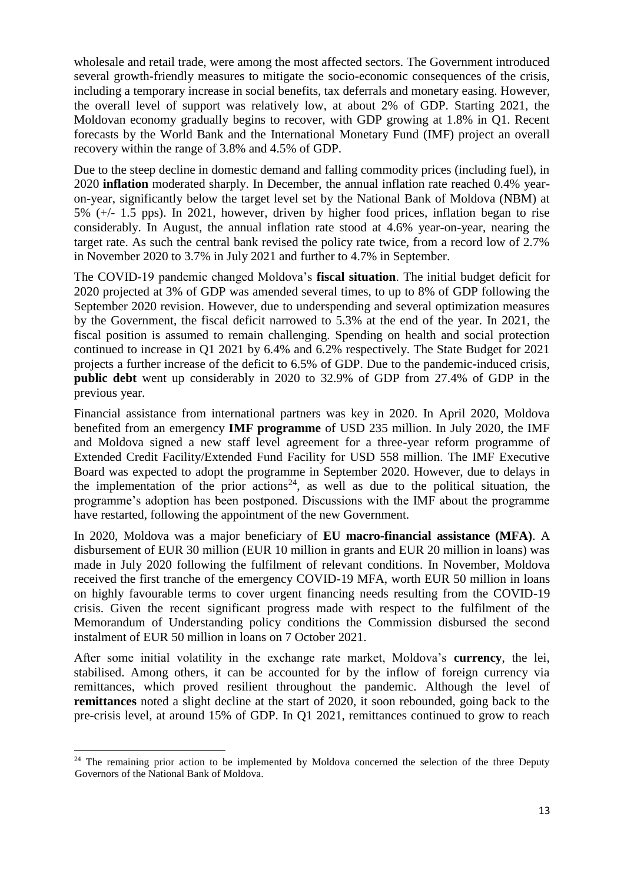wholesale and retail trade, were among the most affected sectors. The Government introduced several growth-friendly measures to mitigate the socio-economic consequences of the crisis, including a temporary increase in social benefits, tax deferrals and monetary easing. However, the overall level of support was relatively low, at about 2% of GDP. Starting 2021, the Moldovan economy gradually begins to recover, with GDP growing at 1.8% in Q1. Recent forecasts by the World Bank and the International Monetary Fund (IMF) project an overall recovery within the range of 3.8% and 4.5% of GDP.

Due to the steep decline in domestic demand and falling commodity prices (including fuel), in 2020 **inflation** moderated sharply. In December, the annual inflation rate reached 0.4% year-on-year, significantly below the target level set by the National Bank of Moldova (NBM) at 5% (+/- 1.5 pps). In 2021, however, driven by higher food prices, inflation began to rise considerably. In August, the annual inflation rate stood at 4.6% year-on-year, nearing the target rate. As such the central bank revised the policy rate twice, from a record low of 2.7% in November 2020 to 3.7% in July 2021 and further to 4.7% in September.

The COVID-19 pandemic changed Moldova's **fiscal situation**. The initial budget deficit for 2020 projected at 3% of GDP was amended several times, to up to 8% of GDP following the September 2020 revision. However, due to underspending and several optimization measures by the Government, the fiscal deficit narrowed to 5.3% at the end of the year. In 2021, the fiscal position is assumed to remain challenging. Spending on health and social protection continued to increase in Q1 2021 by 6.4% and 6.2% respectively. The State Budget for 2021 projects a further increase of the deficit to 6.5% of GDP. Due to the pandemic-induced crisis, **public debt** went up considerably in 2020 to 32.9% of GDP from 27.4% of GDP in the previous year.

Financial assistance from international partners was key in 2020. In April 2020, Moldova benefited from an emergency **IMF programme** of USD 235 million. In July 2020, the IMF and Moldova signed a new staff level agreement for a three-year reform programme of Extended Credit Facility/Extended Fund Facility for USD 558 million. The IMF Executive Board was expected to adopt the programme in September 2020. However, due to delays in the implementation of the prior actions[24], as well as due to the political situation, the programme's adoption has been postponed. Discussions with the IMF about the programme have restarted, following the appointment of the new Government.

In 2020, Moldova was a major beneficiary of **EU macro-financial assistance (MFA)**. A disbursement of EUR 30 million (EUR 10 million in grants and EUR 20 million in loans) was made in July 2020 following the fulfilment of relevant conditions. In November, Moldova received the first tranche of the emergency COVID-19 MFA, worth EUR 50 million in loans on highly favourable terms to cover urgent financing needs resulting from the COVID-19 crisis. Given the recent significant progress made with respect to the fulfilment of the Memorandum of Understanding policy conditions the Commission disbursed the second instalment of EUR 50 million in loans on 7 October 2021.

After some initial volatility in the exchange rate market, Moldova's **currency**, the lei, stabilised. Among others, it can be accounted for by the inflow of foreign currency via remittances, which proved resilient throughout the pandemic. Although the level of **remittances** noted a slight decline at the start of 2020, it soon rebounded, going back to the pre-crisis level, at around 15% of GDP. In Q1 2021, remittances continued to grow to reach

[24] The remaining prior action to be implemented by Moldova concerned the selection of the three Deputy Governors of the National Bank of Moldova.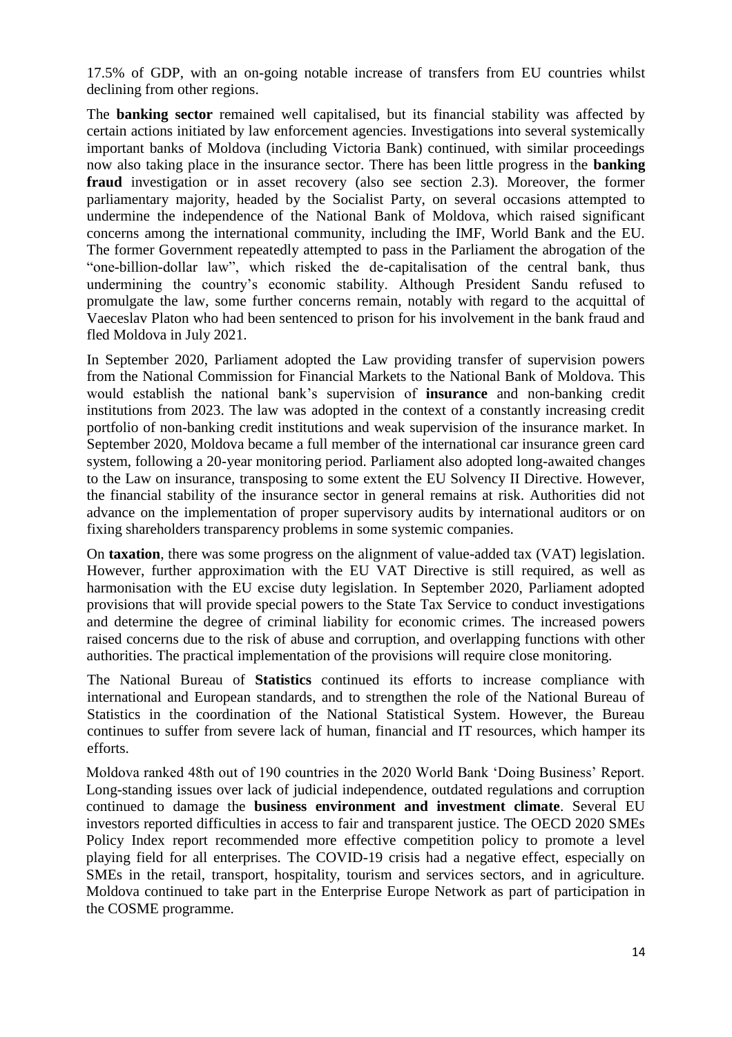17.5% of GDP, with an on-going notable increase of transfers from EU countries whilst declining from other regions.

The **banking sector** remained well capitalised, but its financial stability was affected by certain actions initiated by law enforcement agencies. Investigations into several systemically important banks of Moldova (including Victoria Bank) continued, with similar proceedings now also taking place in the insurance sector. There has been little progress in the **banking fraud** investigation or in asset recovery (also see section 2.3). Moreover, the former parliamentary majority, headed by the Socialist Party, on several occasions attempted to undermine the independence of the National Bank of Moldova, which raised significant concerns among the international community, including the IMF, World Bank and the EU. The former Government repeatedly attempted to pass in the Parliament the abrogation of the "one-billion-dollar law", which risked the de-capitalisation of the central bank, thus undermining the country's economic stability. Although President Sandu refused to promulgate the law, some further concerns remain, notably with regard to the acquittal of Vaeceslav Platon who had been sentenced to prison for his involvement in the bank fraud and fled Moldova in July 2021.

In September 2020, Parliament adopted the Law providing transfer of supervision powers from the National Commission for Financial Markets to the National Bank of Moldova. This would establish the national bank's supervision of **insurance** and non-banking credit institutions from 2023. The law was adopted in the context of a constantly increasing credit portfolio of non-banking credit institutions and weak supervision of the insurance market. In September 2020, Moldova became a full member of the international car insurance green card system, following a 20-year monitoring period. Parliament also adopted long-awaited changes to the Law on insurance, transposing to some extent the EU Solvency II Directive. However, the financial stability of the insurance sector in general remains at risk. Authorities did not advance on the implementation of proper supervisory audits by international auditors or on fixing shareholders transparency problems in some systemic companies.

On **taxation**, there was some progress on the alignment of value-added tax (VAT) legislation. However, further approximation with the EU VAT Directive is still required, as well as harmonisation with the EU excise duty legislation. In September 2020, Parliament adopted provisions that will provide special powers to the State Tax Service to conduct investigations and determine the degree of criminal liability for economic crimes. The increased powers raised concerns due to the risk of abuse and corruption, and overlapping functions with other authorities. The practical implementation of the provisions will require close monitoring.

The National Bureau of **Statistics** continued its efforts to increase compliance with international and European standards, and to strengthen the role of the National Bureau of Statistics in the coordination of the National Statistical System. However, the Bureau continues to suffer from severe lack of human, financial and IT resources, which hamper its efforts.

Moldova ranked 48th out of 190 countries in the 2020 World Bank 'Doing Business' Report. Long-standing issues over lack of judicial independence, outdated regulations and corruption continued to damage the **business environment and investment climate**. Several EU investors reported difficulties in access to fair and transparent justice. The OECD 2020 SMEs Policy Index report recommended more effective competition policy to promote a level playing field for all enterprises. The COVID-19 crisis had a negative effect, especially on SMEs in the retail, transport, hospitality, tourism and services sectors, and in agriculture. Moldova continued to take part in the Enterprise Europe Network as part of participation in the COSME programme.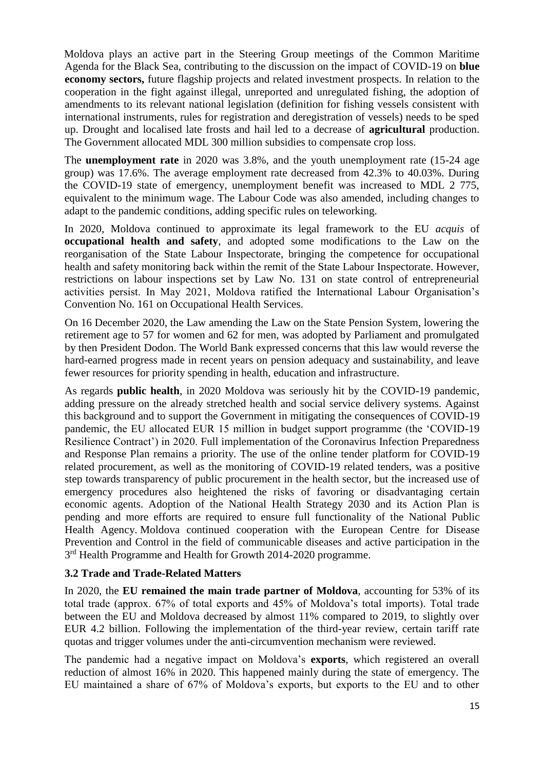Moldova plays an active part in the Steering Group meetings of the Common Maritime Agenda for the Black Sea, contributing to the discussion on the impact of COVID-19 on **blue economy sectors,** future flagship projects and related investment prospects. In relation to the cooperation in the fight against illegal, unreported and unregulated fishing, the adoption of amendments to its relevant national legislation (definition for fishing vessels consistent with international instruments, rules for registration and deregistration of vessels) needs to be sped up. Drought and localised late frosts and hail led to a decrease of **agricultural** production. The Government allocated MDL 300 million subsidies to compensate crop loss.

The **unemployment rate** in 2020 was 3.8%, and the youth unemployment rate (15-24 age group) was 17.6%. The average employment rate decreased from 42.3% to 40.03%. During the COVID-19 state of emergency, unemployment benefit was increased to MDL 2 775, equivalent to the minimum wage. The Labour Code was also amended, including changes to adapt to the pandemic conditions, adding specific rules on teleworking.

In 2020, Moldova continued to approximate its legal framework to the EU *acquis* of **occupational health and safety**, and adopted some modifications to the Law on the reorganisation of the State Labour Inspectorate, bringing the competence for occupational health and safety monitoring back within the remit of the State Labour Inspectorate. However, restrictions on labour inspections set by Law No. 131 on state control of entrepreneurial activities persist. In May 2021, Moldova ratified the International Labour Organisation's Convention No. 161 on Occupational Health Services.

On 16 December 2020, the Law amending the Law on the State Pension System, lowering the retirement age to 57 for women and 62 for men, was adopted by Parliament and promulgated by then President Dodon. The World Bank expressed concerns that this law would reverse the hard-earned progress made in recent years on pension adequacy and sustainability, and leave fewer resources for priority spending in health, education and infrastructure.

As regards **public health**, in 2020 Moldova was seriously hit by the COVID-19 pandemic, adding pressure on the already stretched health and social service delivery systems. Against this background and to support the Government in mitigating the consequences of COVID-19 pandemic, the EU allocated EUR 15 million in budget support programme (the 'COVID-19 Resilience Contract') in 2020. Full implementation of the Coronavirus Infection Preparedness and Response Plan remains a priority. The use of the online tender platform for COVID-19 related procurement, as well as the monitoring of COVID-19 related tenders, was a positive step towards transparency of public procurement in the health sector, but the increased use of emergency procedures also heightened the risks of favoring or disadvantaging certain economic agents. Adoption of the National Health Strategy 2030 and its Action Plan is pending and more efforts are required to ensure full functionality of the National Public Health Agency. Moldova continued cooperation with the European Centre for Disease Prevention and Control in the field of communicable diseases and active participation in the 3rd Health Programme and Health for Growth 2014-2020 programme.

### 3.2 Trade and Trade-Related Matters

In 2020, the **EU remained the main trade partner of Moldova**, accounting for 53% of its total trade (approx. 67% of total exports and 45% of Moldova's total imports). Total trade between the EU and Moldova decreased by almost 11% compared to 2019, to slightly over EUR 4.2 billion. Following the implementation of the third-year review, certain tariff rate quotas and trigger volumes under the anti-circumvention mechanism were reviewed.

The pandemic had a negative impact on Moldova's **exports**, which registered an overall reduction of almost 16% in 2020. This happened mainly during the state of emergency. The EU maintained a share of 67% of Moldova's exports, but exports to the EU and to other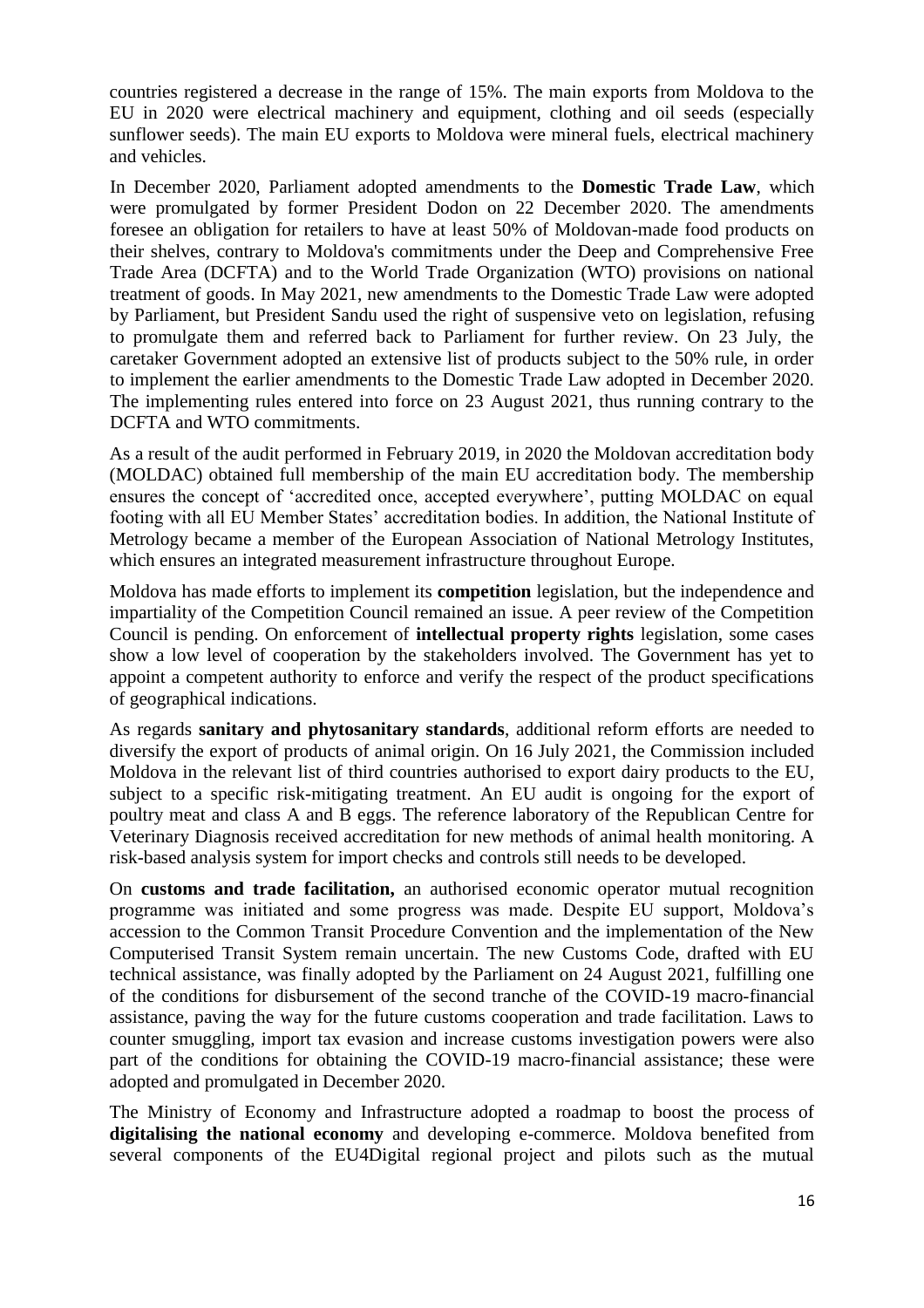countries registered a decrease in the range of 15%. The main exports from Moldova to the EU in 2020 were electrical machinery and equipment, clothing and oil seeds (especially sunflower seeds). The main EU exports to Moldova were mineral fuels, electrical machinery and vehicles.

In December 2020, Parliament adopted amendments to the **Domestic Trade Law**, which were promulgated by former President Dodon on 22 December 2020. The amendments foresee an obligation for retailers to have at least 50% of Moldovan-made food products on their shelves, contrary to Moldova's commitments under the Deep and Comprehensive Free Trade Area (DCFTA) and to the World Trade Organization (WTO) provisions on national treatment of goods. In May 2021, new amendments to the Domestic Trade Law were adopted by Parliament, but President Sandu used the right of suspensive veto on legislation, refusing to promulgate them and referred back to Parliament for further review. On 23 July, the caretaker Government adopted an extensive list of products subject to the 50% rule, in order to implement the earlier amendments to the Domestic Trade Law adopted in December 2020. The implementing rules entered into force on 23 August 2021, thus running contrary to the DCFTA and WTO commitments.

As a result of the audit performed in February 2019, in 2020 the Moldovan accreditation body (MOLDAC) obtained full membership of the main EU accreditation body. The membership ensures the concept of 'accredited once, accepted everywhere', putting MOLDAC on equal footing with all EU Member States' accreditation bodies. In addition, the National Institute of Metrology became a member of the European Association of National Metrology Institutes, which ensures an integrated measurement infrastructure throughout Europe.

Moldova has made efforts to implement its **competition** legislation, but the independence and impartiality of the Competition Council remained an issue. A peer review of the Competition Council is pending. On enforcement of **intellectual property rights** legislation, some cases show a low level of cooperation by the stakeholders involved. The Government has yet to appoint a competent authority to enforce and verify the respect of the product specifications of geographical indications.

As regards **sanitary and phytosanitary standards**, additional reform efforts are needed to diversify the export of products of animal origin. On 16 July 2021, the Commission included Moldova in the relevant list of third countries authorised to export dairy products to the EU, subject to a specific risk-mitigating treatment. An EU audit is ongoing for the export of poultry meat and class A and B eggs. The reference laboratory of the Republican Centre for Veterinary Diagnosis received accreditation for new methods of animal health monitoring. A risk-based analysis system for import checks and controls still needs to be developed.

On **customs and trade facilitation,** an authorised economic operator mutual recognition programme was initiated and some progress was made. Despite EU support, Moldova's accession to the Common Transit Procedure Convention and the implementation of the New Computerised Transit System remain uncertain. The new Customs Code, drafted with EU technical assistance, was finally adopted by the Parliament on 24 August 2021, fulfilling one of the conditions for disbursement of the second tranche of the COVID-19 macro-financial assistance, paving the way for the future customs cooperation and trade facilitation. Laws to counter smuggling, import tax evasion and increase customs investigation powers were also part of the conditions for obtaining the COVID-19 macro-financial assistance; these were adopted and promulgated in December 2020.

The Ministry of Economy and Infrastructure adopted a roadmap to boost the process of **digitalising the national economy** and developing e-commerce. Moldova benefited from several components of the EU4Digital regional project and pilots such as the mutual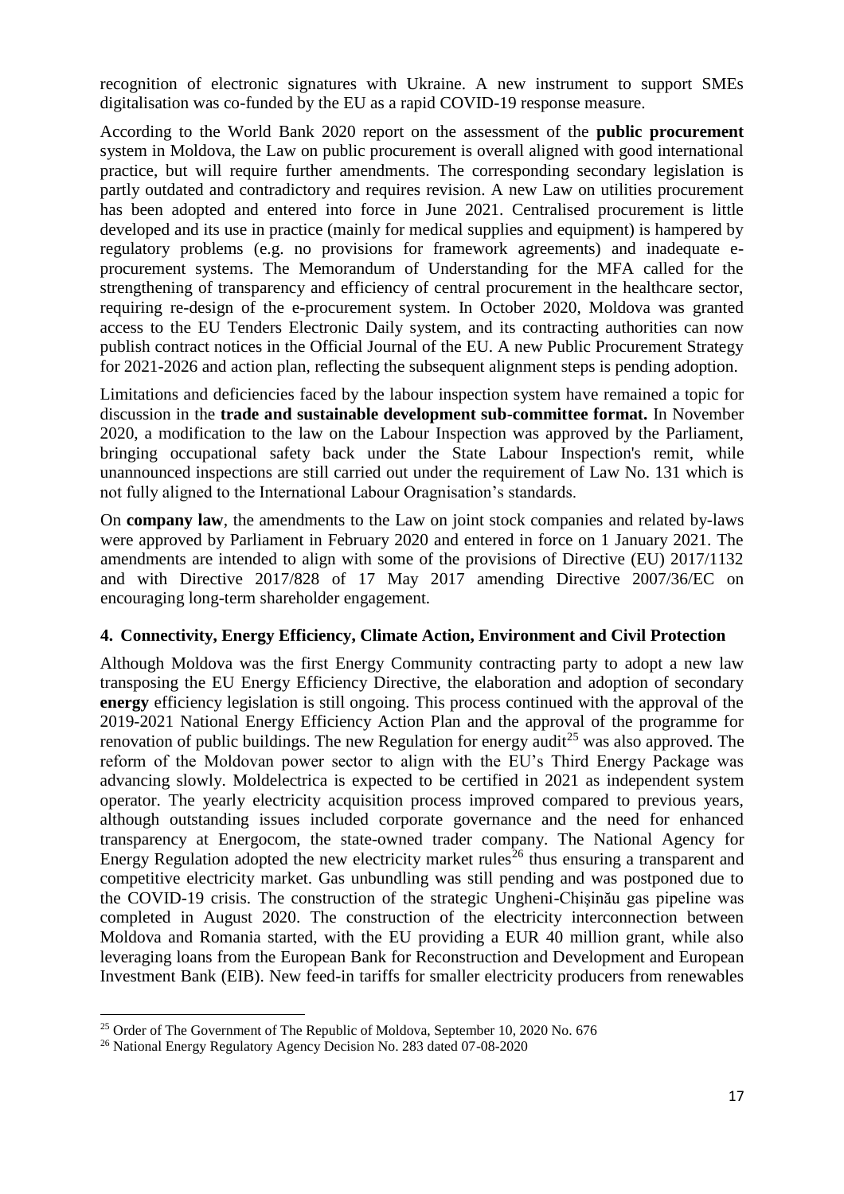recognition of electronic signatures with Ukraine. A new instrument to support SMEs digitalisation was co-funded by the EU as a rapid COVID-19 response measure.

According to the World Bank 2020 report on the assessment of the **public procurement** system in Moldova, the Law on public procurement is overall aligned with good international practice, but will require further amendments. The corresponding secondary legislation is partly outdated and contradictory and requires revision. A new Law on utilities procurement has been adopted and entered into force in June 2021. Centralised procurement is little developed and its use in practice (mainly for medical supplies and equipment) is hampered by regulatory problems (e.g. no provisions for framework agreements) and inadequate e-procurement systems. The Memorandum of Understanding for the MFA called for the strengthening of transparency and efficiency of central procurement in the healthcare sector, requiring re-design of the e-procurement system. In October 2020, Moldova was granted access to the EU Tenders Electronic Daily system, and its contracting authorities can now publish contract notices in the Official Journal of the EU. A new Public Procurement Strategy for 2021-2026 and action plan, reflecting the subsequent alignment steps is pending adoption.

Limitations and deficiencies faced by the labour inspection system have remained a topic for discussion in the **trade and sustainable development sub-committee format.** In November 2020, a modification to the law on the Labour Inspection was approved by the Parliament, bringing occupational safety back under the State Labour Inspection's remit, while unannounced inspections are still carried out under the requirement of Law No. 131 which is not fully aligned to the International Labour Oragnisation's standards.

On **company law**, the amendments to the Law on joint stock companies and related by-laws were approved by Parliament in February 2020 and entered in force on 1 January 2021. The amendments are intended to align with some of the provisions of Directive (EU) 2017/1132 and with Directive 2017/828 of 17 May 2017 amending Directive 2007/36/EC on encouraging long-term shareholder engagement.

## 4. Connectivity, Energy Efficiency, Climate Action, Environment and Civil Protection

Although Moldova was the first Energy Community contracting party to adopt a new law transposing the EU Energy Efficiency Directive, the elaboration and adoption of secondary **energy** efficiency legislation is still ongoing. This process continued with the approval of the 2019-2021 National Energy Efficiency Action Plan and the approval of the programme for renovation of public buildings. The new Regulation for energy audit[25] was also approved. The reform of the Moldovan power sector to align with the EU's Third Energy Package was advancing slowly. Moldelectrica is expected to be certified in 2021 as independent system operator. The yearly electricity acquisition process improved compared to previous years, although outstanding issues included corporate governance and the need for enhanced transparency at Energocom, the state-owned trader company. The National Agency for Energy Regulation adopted the new electricity market rules[26] thus ensuring a transparent and competitive electricity market. Gas unbundling was still pending and was postponed due to the COVID-19 crisis. The construction of the strategic Ungheni-Chişinău gas pipeline was completed in August 2020. The construction of the electricity interconnection between Moldova and Romania started, with the EU providing a EUR 40 million grant, while also leveraging loans from the European Bank for Reconstruction and Development and European Investment Bank (EIB). New feed-in tariffs for smaller electricity producers from renewables

[25] Order of The Government of The Republic of Moldova, September 10, 2020 No. 676

[26] National Energy Regulatory Agency Decision No. 283 dated 07-08-2020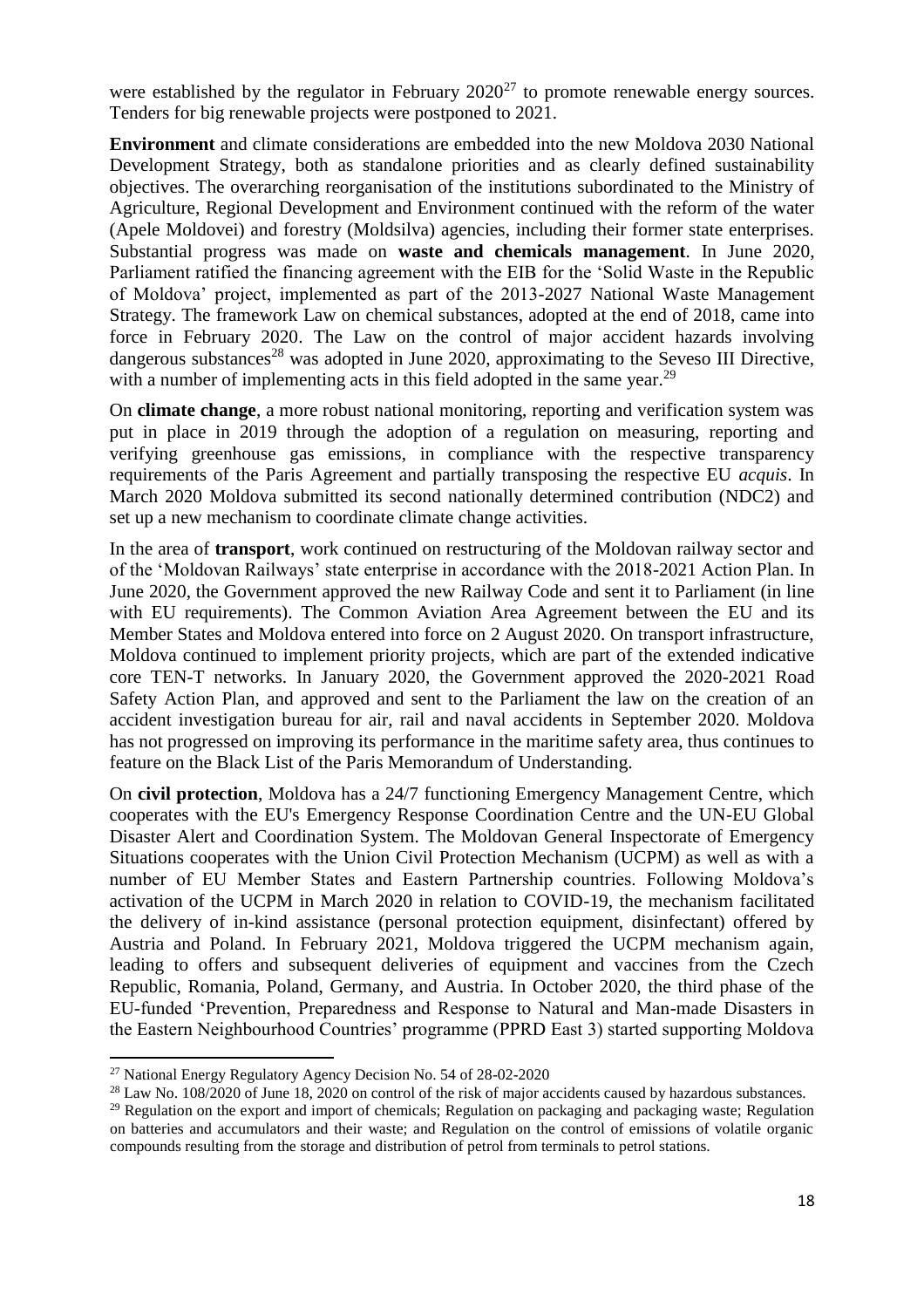were established by the regulator in February 2020[27] to promote renewable energy sources. Tenders for big renewable projects were postponed to 2021.

**Environment** and climate considerations are embedded into the new Moldova 2030 National Development Strategy, both as standalone priorities and as clearly defined sustainability objectives. The overarching reorganisation of the institutions subordinated to the Ministry of Agriculture, Regional Development and Environment continued with the reform of the water (Apele Moldovei) and forestry (Moldsilva) agencies, including their former state enterprises. Substantial progress was made on **waste and chemicals management**. In June 2020, Parliament ratified the financing agreement with the EIB for the 'Solid Waste in the Republic of Moldova' project, implemented as part of the 2013-2027 National Waste Management Strategy. The framework Law on chemical substances, adopted at the end of 2018, came into force in February 2020. The Law on the control of major accident hazards involving dangerous substances[28] was adopted in June 2020, approximating to the Seveso III Directive, with a number of implementing acts in this field adopted in the same year.[29]

On **climate change**, a more robust national monitoring, reporting and verification system was put in place in 2019 through the adoption of a regulation on measuring, reporting and verifying greenhouse gas emissions, in compliance with the respective transparency requirements of the Paris Agreement and partially transposing the respective EU *acquis*. In March 2020 Moldova submitted its second nationally determined contribution (NDC2) and set up a new mechanism to coordinate climate change activities.

In the area of **transport**, work continued on restructuring of the Moldovan railway sector and of the 'Moldovan Railways' state enterprise in accordance with the 2018-2021 Action Plan. In June 2020, the Government approved the new Railway Code and sent it to Parliament (in line with EU requirements). The Common Aviation Area Agreement between the EU and its Member States and Moldova entered into force on 2 August 2020. On transport infrastructure, Moldova continued to implement priority projects, which are part of the extended indicative core TEN-T networks. In January 2020, the Government approved the 2020-2021 Road Safety Action Plan, and approved and sent to the Parliament the law on the creation of an accident investigation bureau for air, rail and naval accidents in September 2020. Moldova has not progressed on improving its performance in the maritime safety area, thus continues to feature on the Black List of the Paris Memorandum of Understanding.

On **civil protection**, Moldova has a 24/7 functioning Emergency Management Centre, which cooperates with the EU's Emergency Response Coordination Centre and the UN-EU Global Disaster Alert and Coordination System. The Moldovan General Inspectorate of Emergency Situations cooperates with the Union Civil Protection Mechanism (UCPM) as well as with a number of EU Member States and Eastern Partnership countries. Following Moldova's activation of the UCPM in March 2020 in relation to COVID-19, the mechanism facilitated the delivery of in-kind assistance (personal protection equipment, disinfectant) offered by Austria and Poland. In February 2021, Moldova triggered the UCPM mechanism again, leading to offers and subsequent deliveries of equipment and vaccines from the Czech Republic, Romania, Poland, Germany, and Austria. In October 2020, the third phase of the EU-funded 'Prevention, Preparedness and Response to Natural and Man-made Disasters in the Eastern Neighbourhood Countries' programme (PPRD East 3) started supporting Moldova

---

[27] National Energy Regulatory Agency Decision No. 54 of 28-02-2020

[28] Law No. 108/2020 of June 18, 2020 on control of the risk of major accidents caused by hazardous substances.

[29] Regulation on the export and import of chemicals; Regulation on packaging and packaging waste; Regulation on batteries and accumulators and their waste; and Regulation on the control of emissions of volatile organic compounds resulting from the storage and distribution of petrol from terminals to petrol stations.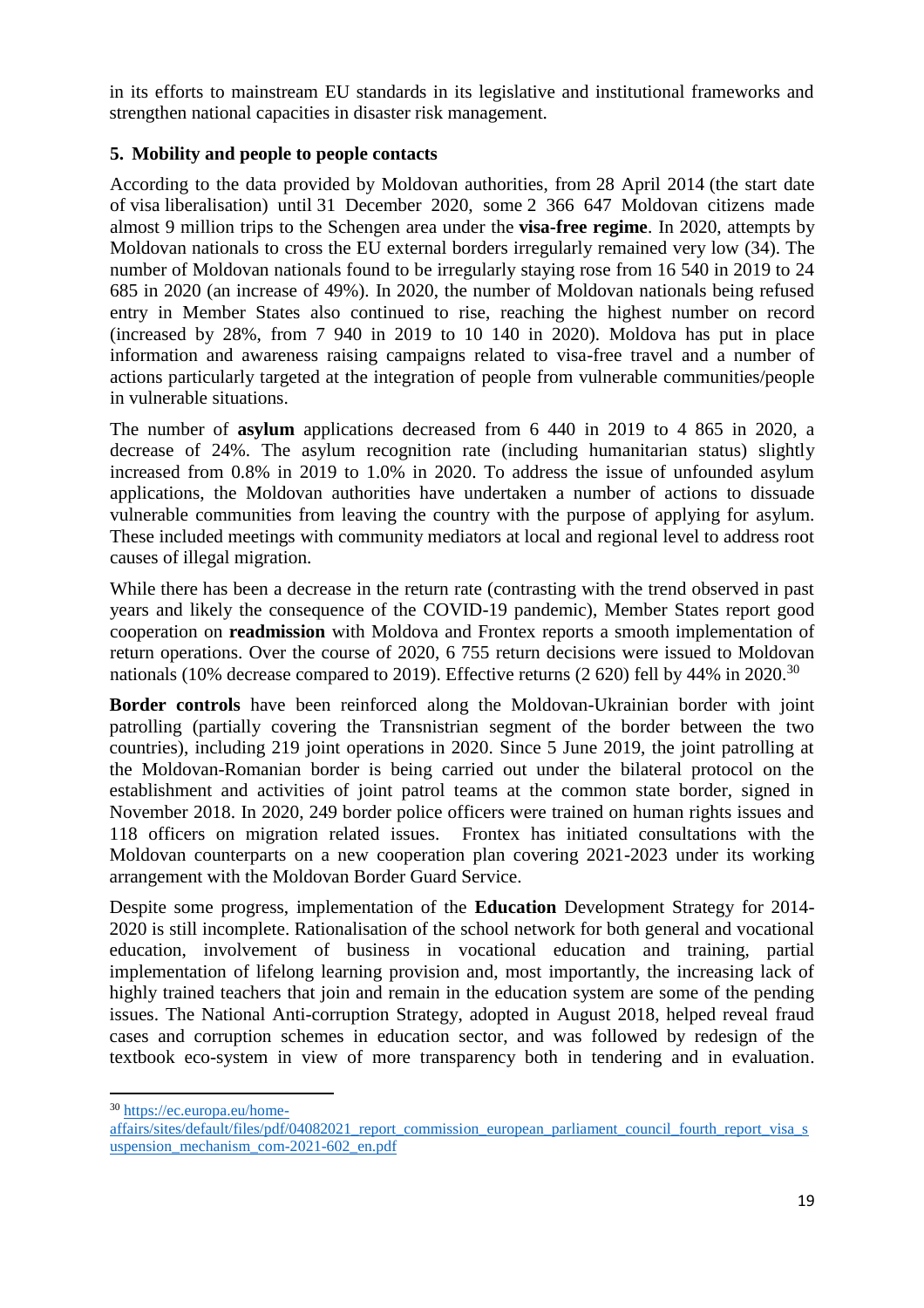in its efforts to mainstream EU standards in its legislative and institutional frameworks and strengthen national capacities in disaster risk management.

## 5. Mobility and people to people contacts

According to the data provided by Moldovan authorities, from 28 April 2014 (the start date of visa liberalisation) until 31 December 2020, some 2 366 647 Moldovan citizens made almost 9 million trips to the Schengen area under the **visa-free regime**. In 2020, attempts by Moldovan nationals to cross the EU external borders irregularly remained very low (34). The number of Moldovan nationals found to be irregularly staying rose from 16 540 in 2019 to 24 685 in 2020 (an increase of 49%). In 2020, the number of Moldovan nationals being refused entry in Member States also continued to rise, reaching the highest number on record (increased by 28%, from 7 940 in 2019 to 10 140 in 2020). Moldova has put in place information and awareness raising campaigns related to visa-free travel and a number of actions particularly targeted at the integration of people from vulnerable communities/people in vulnerable situations.

The number of **asylum** applications decreased from 6 440 in 2019 to 4 865 in 2020, a decrease of 24%. The asylum recognition rate (including humanitarian status) slightly increased from 0.8% in 2019 to 1.0% in 2020. To address the issue of unfounded asylum applications, the Moldovan authorities have undertaken a number of actions to dissuade vulnerable communities from leaving the country with the purpose of applying for asylum. These included meetings with community mediators at local and regional level to address root causes of illegal migration.

While there has been a decrease in the return rate (contrasting with the trend observed in past years and likely the consequence of the COVID-19 pandemic), Member States report good cooperation on **readmission** with Moldova and Frontex reports a smooth implementation of return operations. Over the course of 2020, 6 755 return decisions were issued to Moldovan nationals (10% decrease compared to 2019). Effective returns (2 620) fell by 44% in 2020.[30]

**Border controls** have been reinforced along the Moldovan-Ukrainian border with joint patrolling (partially covering the Transnistrian segment of the border between the two countries), including 219 joint operations in 2020. Since 5 June 2019, the joint patrolling at the Moldovan-Romanian border is being carried out under the bilateral protocol on the establishment and activities of joint patrol teams at the common state border, signed in November 2018. In 2020, 249 border police officers were trained on human rights issues and 118 officers on migration related issues. Frontex has initiated consultations with the Moldovan counterparts on a new cooperation plan covering 2021-2023 under its working arrangement with the Moldovan Border Guard Service.

Despite some progress, implementation of the **Education** Development Strategy for 2014-2020 is still incomplete. Rationalisation of the school network for both general and vocational education, involvement of business in vocational education and training, partial implementation of lifelong learning provision and, most importantly, the increasing lack of highly trained teachers that join and remain in the education system are some of the pending issues. The National Anti-corruption Strategy, adopted in August 2018, helped reveal fraud cases and corruption schemes in education sector, and was followed by redesign of the textbook eco-system in view of more transparency both in tendering and in evaluation.

---

[30] https://ec.europa.eu/home-affairs/sites/default/files/pdf/04082021_report_commission_european_parliament_council_fourth_report_visa_suspension_mechanism_com-2021-602_en.pdf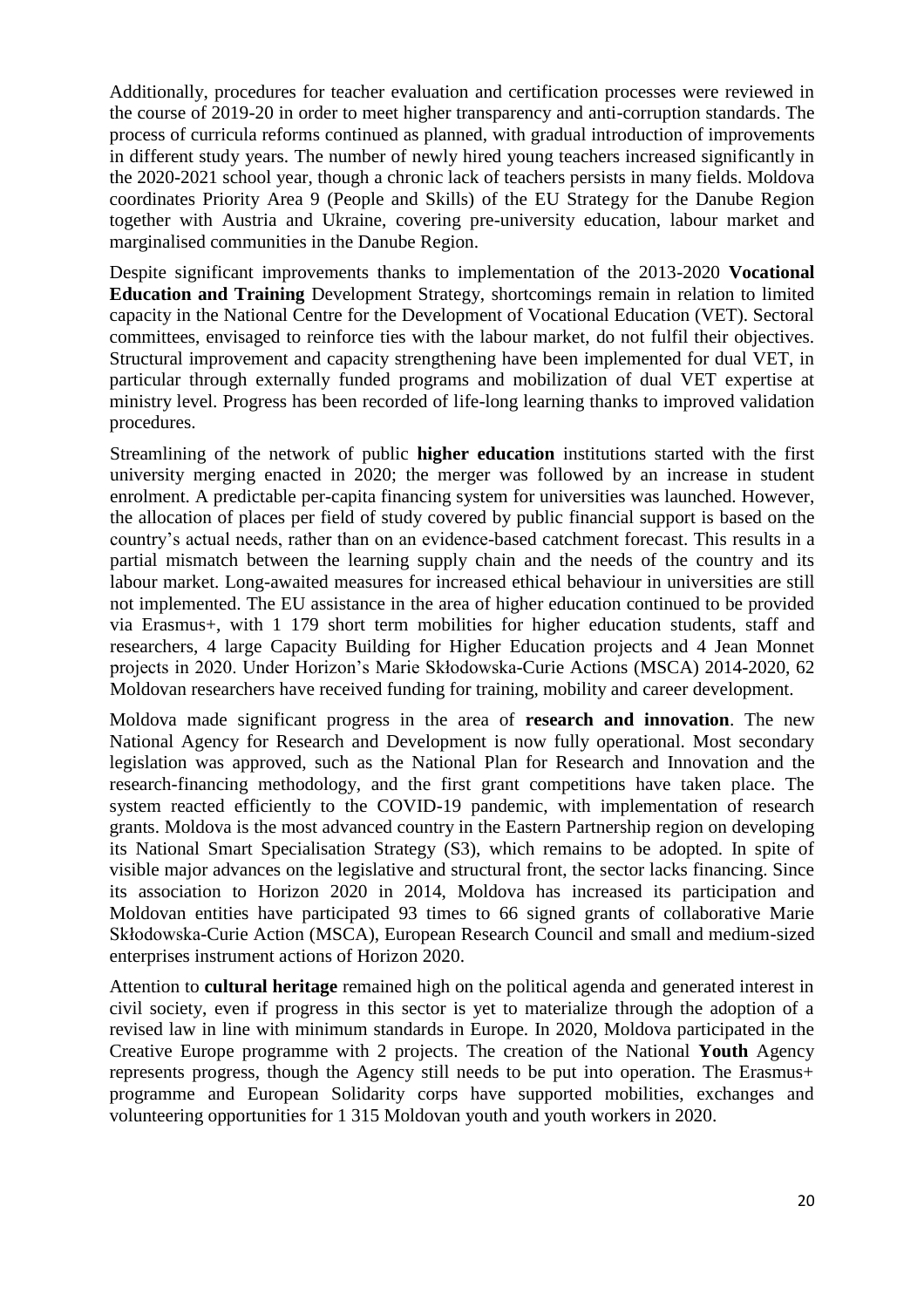Additionally, procedures for teacher evaluation and certification processes were reviewed in the course of 2019-20 in order to meet higher transparency and anti-corruption standards. The process of curricula reforms continued as planned, with gradual introduction of improvements in different study years. The number of newly hired young teachers increased significantly in the 2020-2021 school year, though a chronic lack of teachers persists in many fields. Moldova coordinates Priority Area 9 (People and Skills) of the EU Strategy for the Danube Region together with Austria and Ukraine, covering pre-university education, labour market and marginalised communities in the Danube Region.

Despite significant improvements thanks to implementation of the 2013-2020 **Vocational Education and Training** Development Strategy, shortcomings remain in relation to limited capacity in the National Centre for the Development of Vocational Education (VET). Sectoral committees, envisaged to reinforce ties with the labour market, do not fulfil their objectives. Structural improvement and capacity strengthening have been implemented for dual VET, in particular through externally funded programs and mobilization of dual VET expertise at ministry level. Progress has been recorded of life-long learning thanks to improved validation procedures.

Streamlining of the network of public **higher education** institutions started with the first university merging enacted in 2020; the merger was followed by an increase in student enrolment. A predictable per-capita financing system for universities was launched. However, the allocation of places per field of study covered by public financial support is based on the country's actual needs, rather than on an evidence-based catchment forecast. This results in a partial mismatch between the learning supply chain and the needs of the country and its labour market. Long-awaited measures for increased ethical behaviour in universities are still not implemented. The EU assistance in the area of higher education continued to be provided via Erasmus+, with 1 179 short term mobilities for higher education students, staff and researchers, 4 large Capacity Building for Higher Education projects and 4 Jean Monnet projects in 2020. Under Horizon's Marie Skłodowska-Curie Actions (MSCA) 2014-2020, 62 Moldovan researchers have received funding for training, mobility and career development.

Moldova made significant progress in the area of **research and innovation**. The new National Agency for Research and Development is now fully operational. Most secondary legislation was approved, such as the National Plan for Research and Innovation and the research-financing methodology, and the first grant competitions have taken place. The system reacted efficiently to the COVID-19 pandemic, with implementation of research grants. Moldova is the most advanced country in the Eastern Partnership region on developing its National Smart Specialisation Strategy (S3), which remains to be adopted. In spite of visible major advances on the legislative and structural front, the sector lacks financing. Since its association to Horizon 2020 in 2014, Moldova has increased its participation and Moldovan entities have participated 93 times to 66 signed grants of collaborative Marie Skłodowska-Curie Action (MSCA), European Research Council and small and medium-sized enterprises instrument actions of Horizon 2020.

Attention to **cultural heritage** remained high on the political agenda and generated interest in civil society, even if progress in this sector is yet to materialize through the adoption of a revised law in line with minimum standards in Europe. In 2020, Moldova participated in the Creative Europe programme with 2 projects. The creation of the National **Youth** Agency represents progress, though the Agency still needs to be put into operation. The Erasmus+ programme and European Solidarity corps have supported mobilities, exchanges and volunteering opportunities for 1 315 Moldovan youth and youth workers in 2020.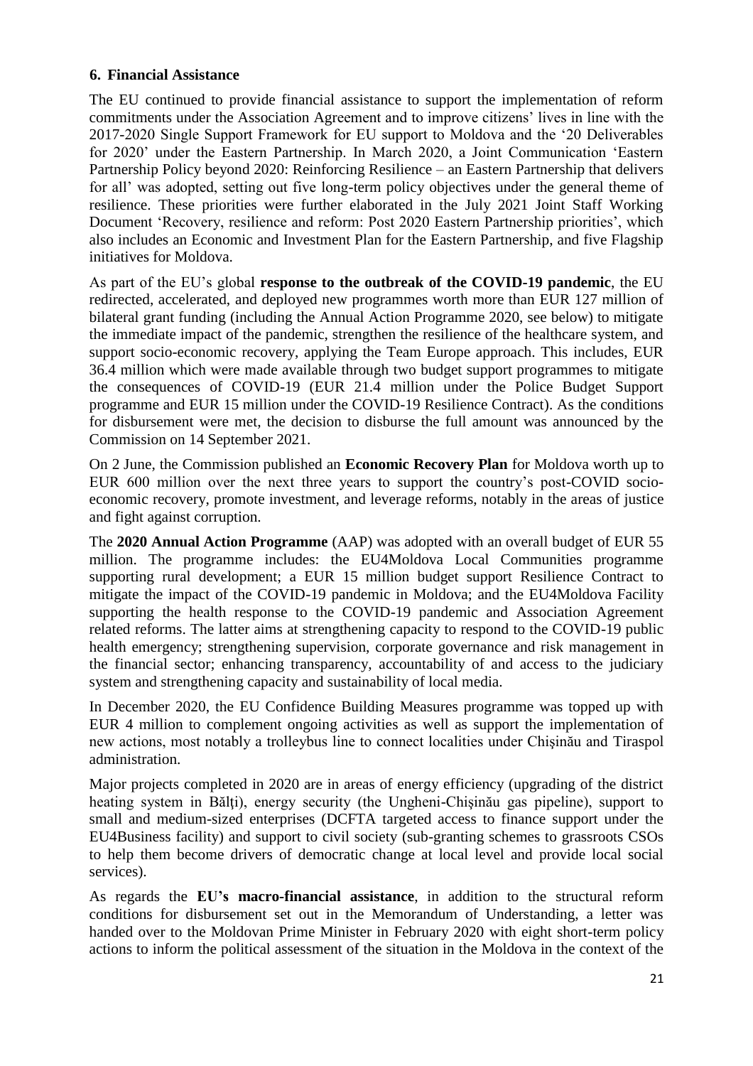## 6. Financial Assistance

The EU continued to provide financial assistance to support the implementation of reform commitments under the Association Agreement and to improve citizens' lives in line with the 2017-2020 Single Support Framework for EU support to Moldova and the '20 Deliverables for 2020' under the Eastern Partnership. In March 2020, a Joint Communication 'Eastern Partnership Policy beyond 2020: Reinforcing Resilience – an Eastern Partnership that delivers for all' was adopted, setting out five long-term policy objectives under the general theme of resilience. These priorities were further elaborated in the July 2021 Joint Staff Working Document 'Recovery, resilience and reform: Post 2020 Eastern Partnership priorities', which also includes an Economic and Investment Plan for the Eastern Partnership, and five Flagship initiatives for Moldova.

As part of the EU's global **response to the outbreak of the COVID-19 pandemic**, the EU redirected, accelerated, and deployed new programmes worth more than EUR 127 million of bilateral grant funding (including the Annual Action Programme 2020, see below) to mitigate the immediate impact of the pandemic, strengthen the resilience of the healthcare system, and support socio-economic recovery, applying the Team Europe approach. This includes, EUR 36.4 million which were made available through two budget support programmes to mitigate the consequences of COVID-19 (EUR 21.4 million under the Police Budget Support programme and EUR 15 million under the COVID-19 Resilience Contract). As the conditions for disbursement were met, the decision to disburse the full amount was announced by the Commission on 14 September 2021.

On 2 June, the Commission published an **Economic Recovery Plan** for Moldova worth up to EUR 600 million over the next three years to support the country's post-COVID socio-economic recovery, promote investment, and leverage reforms, notably in the areas of justice and fight against corruption.

The **2020 Annual Action Programme** (AAP) was adopted with an overall budget of EUR 55 million. The programme includes: the EU4Moldova Local Communities programme supporting rural development; a EUR 15 million budget support Resilience Contract to mitigate the impact of the COVID-19 pandemic in Moldova; and the EU4Moldova Facility supporting the health response to the COVID-19 pandemic and Association Agreement related reforms. The latter aims at strengthening capacity to respond to the COVID-19 public health emergency; strengthening supervision, corporate governance and risk management in the financial sector; enhancing transparency, accountability of and access to the judiciary system and strengthening capacity and sustainability of local media.

In December 2020, the EU Confidence Building Measures programme was topped up with EUR 4 million to complement ongoing activities as well as support the implementation of new actions, most notably a trolleybus line to connect localities under Chişinău and Tiraspol administration.

Major projects completed in 2020 are in areas of energy efficiency (upgrading of the district heating system in Bălți), energy security (the Ungheni-Chişinău gas pipeline), support to small and medium-sized enterprises (DCFTA targeted access to finance support under the EU4Business facility) and support to civil society (sub-granting schemes to grassroots CSOs to help them become drivers of democratic change at local level and provide local social services).

As regards the **EU's macro-financial assistance**, in addition to the structural reform conditions for disbursement set out in the Memorandum of Understanding, a letter was handed over to the Moldovan Prime Minister in February 2020 with eight short-term policy actions to inform the political assessment of the situation in the Moldova in the context of the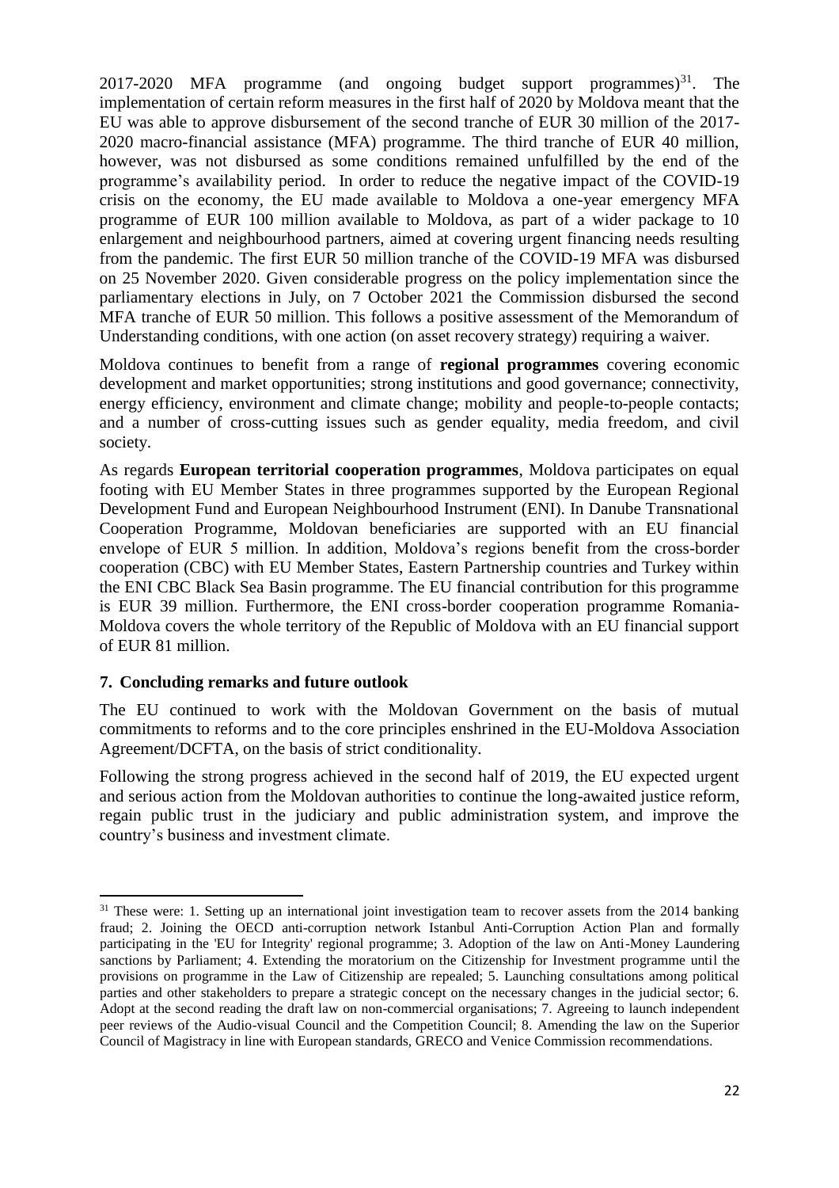2017-2020 MFA programme (and ongoing budget support programmes)[31]. The implementation of certain reform measures in the first half of 2020 by Moldova meant that the EU was able to approve disbursement of the second tranche of EUR 30 million of the 2017-2020 macro-financial assistance (MFA) programme. The third tranche of EUR 40 million, however, was not disbursed as some conditions remained unfulfilled by the end of the programme's availability period. In order to reduce the negative impact of the COVID-19 crisis on the economy, the EU made available to Moldova a one-year emergency MFA programme of EUR 100 million available to Moldova, as part of a wider package to 10 enlargement and neighbourhood partners, aimed at covering urgent financing needs resulting from the pandemic. The first EUR 50 million tranche of the COVID-19 MFA was disbursed on 25 November 2020. Given considerable progress on the policy implementation since the parliamentary elections in July, on 7 October 2021 the Commission disbursed the second MFA tranche of EUR 50 million. This follows a positive assessment of the Memorandum of Understanding conditions, with one action (on asset recovery strategy) requiring a waiver.

Moldova continues to benefit from a range of **regional programmes** covering economic development and market opportunities; strong institutions and good governance; connectivity, energy efficiency, environment and climate change; mobility and people-to-people contacts; and a number of cross-cutting issues such as gender equality, media freedom, and civil society.

As regards **European territorial cooperation programmes**, Moldova participates on equal footing with EU Member States in three programmes supported by the European Regional Development Fund and European Neighbourhood Instrument (ENI). In Danube Transnational Cooperation Programme, Moldovan beneficiaries are supported with an EU financial envelope of EUR 5 million. In addition, Moldova's regions benefit from the cross-border cooperation (CBC) with EU Member States, Eastern Partnership countries and Turkey within the ENI CBC Black Sea Basin programme. The EU financial contribution for this programme is EUR 39 million. Furthermore, the ENI cross-border cooperation programme Romania-Moldova covers the whole territory of the Republic of Moldova with an EU financial support of EUR 81 million.

## 7. Concluding remarks and future outlook

The EU continued to work with the Moldovan Government on the basis of mutual commitments to reforms and to the core principles enshrined in the EU-Moldova Association Agreement/DCFTA, on the basis of strict conditionality.

Following the strong progress achieved in the second half of 2019, the EU expected urgent and serious action from the Moldovan authorities to continue the long-awaited justice reform, regain public trust in the judiciary and public administration system, and improve the country's business and investment climate.

---

[31] These were: 1. Setting up an international joint investigation team to recover assets from the 2014 banking fraud; 2. Joining the OECD anti-corruption network Istanbul Anti-Corruption Action Plan and formally participating in the 'EU for Integrity' regional programme; 3. Adoption of the law on Anti-Money Laundering sanctions by Parliament; 4. Extending the moratorium on the Citizenship for Investment programme until the provisions on programme in the Law of Citizenship are repealed; 5. Launching consultations among political parties and other stakeholders to prepare a strategic concept on the necessary changes in the judicial sector; 6. Adopt at the second reading the draft law on non-commercial organisations; 7. Agreeing to launch independent peer reviews of the Audio-visual Council and the Competition Council; 8. Amending the law on the Superior Council of Magistracy in line with European standards, GRECO and Venice Commission recommendations.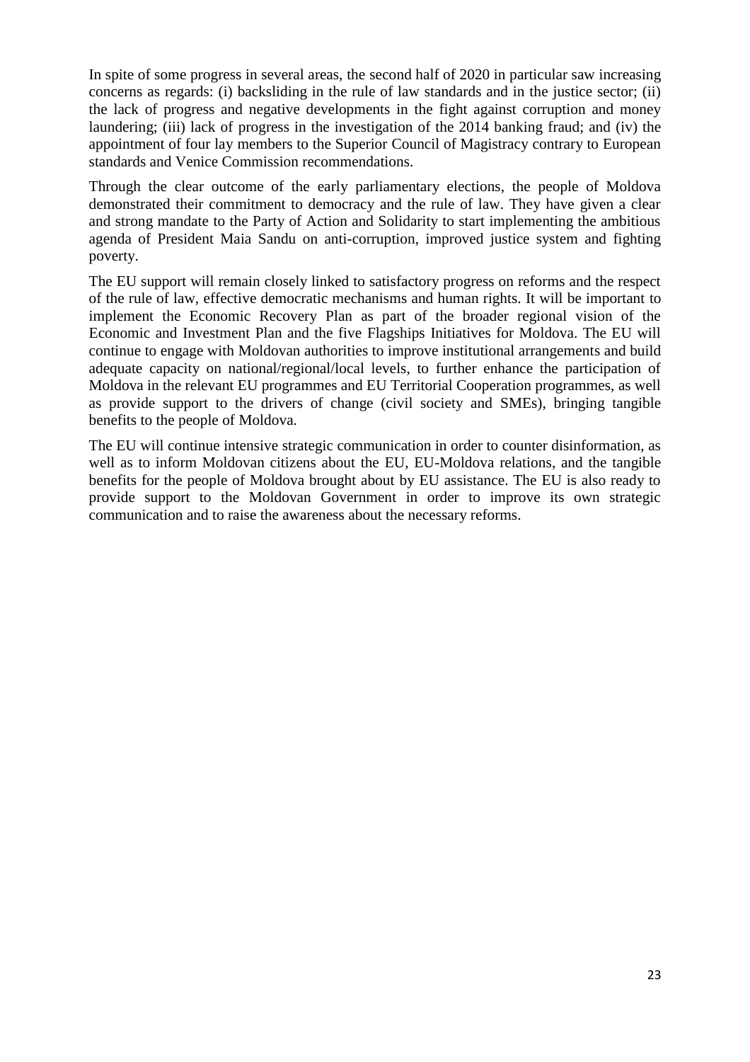In spite of some progress in several areas, the second half of 2020 in particular saw increasing concerns as regards: (i) backsliding in the rule of law standards and in the justice sector; (ii) the lack of progress and negative developments in the fight against corruption and money laundering; (iii) lack of progress in the investigation of the 2014 banking fraud; and (iv) the appointment of four lay members to the Superior Council of Magistracy contrary to European standards and Venice Commission recommendations.

Through the clear outcome of the early parliamentary elections, the people of Moldova demonstrated their commitment to democracy and the rule of law. They have given a clear and strong mandate to the Party of Action and Solidarity to start implementing the ambitious agenda of President Maia Sandu on anti-corruption, improved justice system and fighting poverty.

The EU support will remain closely linked to satisfactory progress on reforms and the respect of the rule of law, effective democratic mechanisms and human rights. It will be important to implement the Economic Recovery Plan as part of the broader regional vision of the Economic and Investment Plan and the five Flagships Initiatives for Moldova. The EU will continue to engage with Moldovan authorities to improve institutional arrangements and build adequate capacity on national/regional/local levels, to further enhance the participation of Moldova in the relevant EU programmes and EU Territorial Cooperation programmes, as well as provide support to the drivers of change (civil society and SMEs), bringing tangible benefits to the people of Moldova.

The EU will continue intensive strategic communication in order to counter disinformation, as well as to inform Moldovan citizens about the EU, EU-Moldova relations, and the tangible benefits for the people of Moldova brought about by EU assistance. The EU is also ready to provide support to the Moldovan Government in order to improve its own strategic communication and to raise the awareness about the necessary reforms.